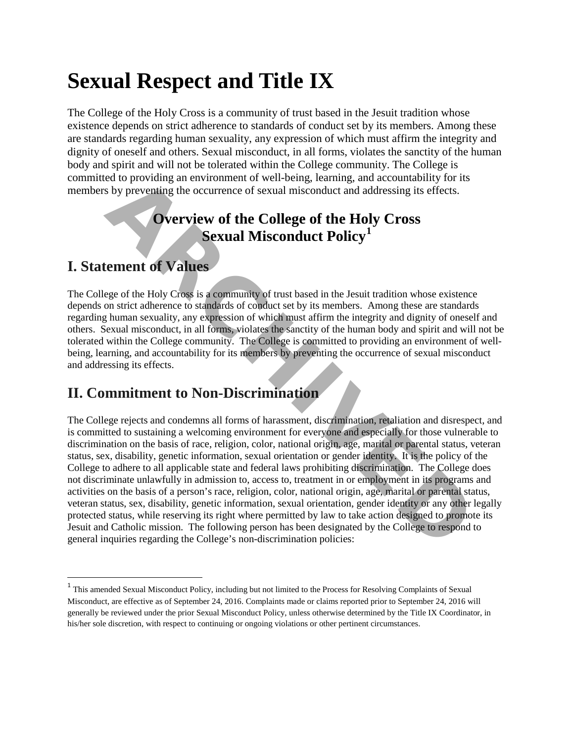# Sexual Respect and Title IX

The College of the Holy Cross is a community of trust based in the Jesuit tradition whose existence depends on strict adherence to standards of conduct set by its members. Among these are standards regarding human sexuality, any expression of which must affirm the integrity and dignity of oneself and others. Sexual misconduct, in all forms, violates the sanctity of the human body and spirit and will not be tolerated within the College community. The College is committed to providing an environment of well-being, learning, and accountability for its members by preventing the occurrence of sexual misconduct and addressing its effects.

## Overview of the College of the Holy Cross Sexual Misconduct Policy[1]

## I. Statement of Values

The College of the Holy Cross is a community of trust based in the Jesuit tradition whose existence depends on strict adherence to standards of conduct set by its members. Among these are standards regarding human sexuality, any expression of which must affirm the integrity and dignity of oneself and others. Sexual misconduct, in all forms, violates the sanctity of the human body and spirit and will not be tolerated within the College community. The College is committed to providing an environment of well-being, learning, and accountability for its members by preventing the occurrence of sexual misconduct and addressing its effects.

## II. Commitment to Non-Discrimination

The College rejects and condemns all forms of harassment, discrimination, retaliation and disrespect, and is committed to sustaining a welcoming environment for everyone and especially for those vulnerable to discrimination on the basis of race, religion, color, national origin, age, marital or parental status, veteran status, sex, disability, genetic information, sexual orientation or gender identity. It is the policy of the College to adhere to all applicable state and federal laws prohibiting discrimination. The College does not discriminate unlawfully in admission to, access to, treatment in or employment in its programs and activities on the basis of a person's race, religion, color, national origin, age, marital or parental status, veteran status, sex, disability, genetic information, sexual orientation, gender identity or any other legally protected status, while reserving its right where permitted by law to take action designed to promote its Jesuit and Catholic mission. The following person has been designated by the College to respond to general inquiries regarding the College's non-discrimination policies:

---

[1] This amended Sexual Misconduct Policy, including but not limited to the Process for Resolving Complaints of Sexual Misconduct, are effective as of September 24, 2016. Complaints made or claims reported prior to September 24, 2016 will generally be reviewed under the prior Sexual Misconduct Policy, unless otherwise determined by the Title IX Coordinator, in his/her sole discretion, with respect to continuing or ongoing violations or other pertinent circumstances.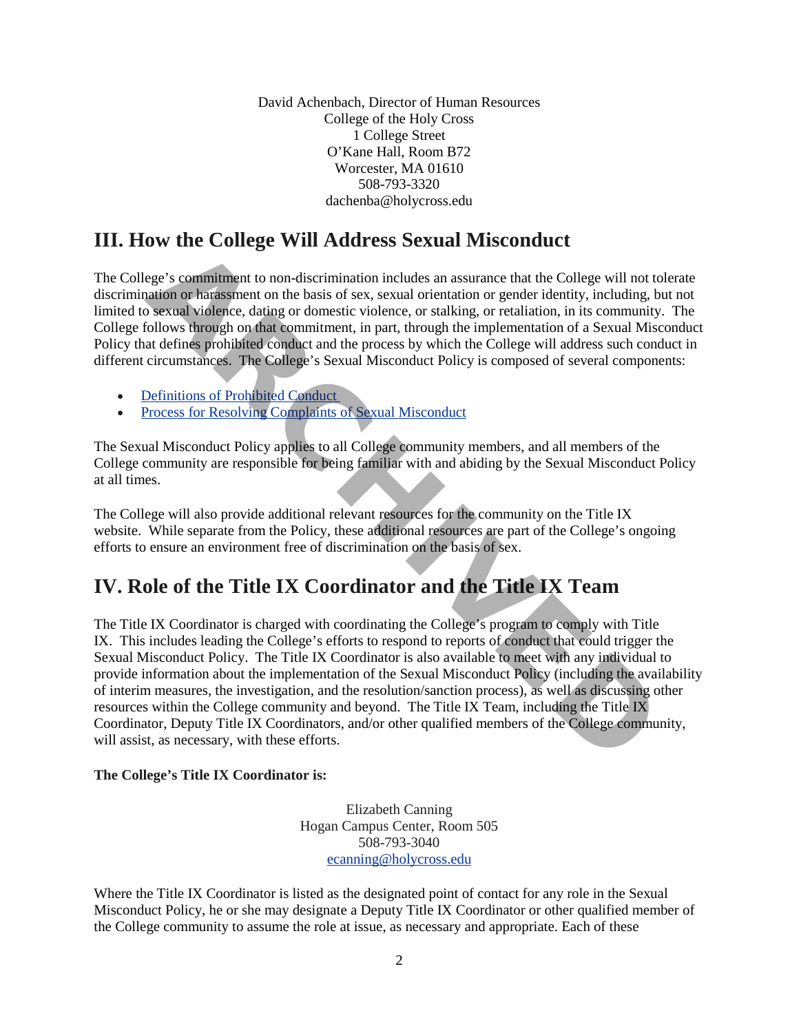David Achenbach, Director of Human Resources
College of the Holy Cross
1 College Street
O'Kane Hall, Room B72
Worcester, MA 01610
508-793-3320
dachenba@holycross.edu

## III. How the College Will Address Sexual Misconduct

The College's commitment to non-discrimination includes an assurance that the College will not tolerate discrimination or harassment on the basis of sex, sexual orientation or gender identity, including, but not limited to sexual violence, dating or domestic violence, or stalking, or retaliation, in its community. The College follows through on that commitment, in part, through the implementation of a Sexual Misconduct Policy that defines prohibited conduct and the process by which the College will address such conduct in different circumstances. The College's Sexual Misconduct Policy is composed of several components:

- Definitions of Prohibited Conduct
- Process for Resolving Complaints of Sexual Misconduct

The Sexual Misconduct Policy applies to all College community members, and all members of the College community are responsible for being familiar with and abiding by the Sexual Misconduct Policy at all times.

The College will also provide additional relevant resources for the community on the Title IX website. While separate from the Policy, these additional resources are part of the College's ongoing efforts to ensure an environment free of discrimination on the basis of sex.

## IV. Role of the Title IX Coordinator and the Title IX Team

The Title IX Coordinator is charged with coordinating the College's program to comply with Title IX. This includes leading the College's efforts to respond to reports of conduct that could trigger the Sexual Misconduct Policy. The Title IX Coordinator is also available to meet with any individual to provide information about the implementation of the Sexual Misconduct Policy (including the availability of interim measures, the investigation, and the resolution/sanction process), as well as discussing other resources within the College community and beyond. The Title IX Team, including the Title IX Coordinator, Deputy Title IX Coordinators, and/or other qualified members of the College community, will assist, as necessary, with these efforts.

**The College's Title IX Coordinator is:**

Elizabeth Canning
Hogan Campus Center, Room 505
508-793-3040
ecanning@holycross.edu

Where the Title IX Coordinator is listed as the designated point of contact for any role in the Sexual Misconduct Policy, he or she may designate a Deputy Title IX Coordinator or other qualified member of the College community to assume the role at issue, as necessary and appropriate. Each of these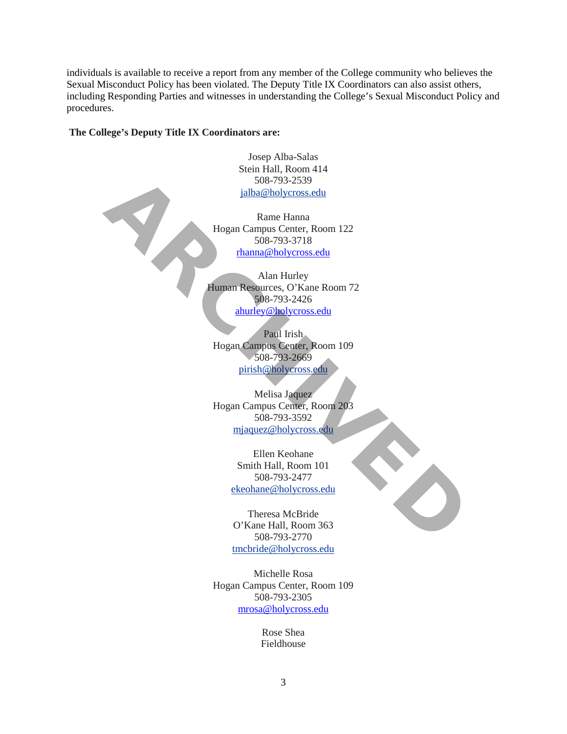individuals is available to receive a report from any member of the College community who believes the Sexual Misconduct Policy has been violated. The Deputy Title IX Coordinators can also assist others, including Responding Parties and witnesses in understanding the College's Sexual Misconduct Policy and procedures.

**The College's Deputy Title IX Coordinators are:**

Josep Alba-Salas
Stein Hall, Room 414
508-793-2539
jalba@holycross.edu

Rame Hanna
Hogan Campus Center, Room 122
508-793-3718
rhanna@holycross.edu

Alan Hurley
Human Resources, O'Kane Room 72
508-793-2426
ahurley@holycross.edu

Paul Irish
Hogan Campus Center, Room 109
508-793-2669
pirish@holycross.edu

Melisa Jaquez
Hogan Campus Center, Room 203
508-793-3592
mjaquez@holycross.edu

Ellen Keohane
Smith Hall, Room 101
508-793-2477
ekeohane@holycross.edu

Theresa McBride
O'Kane Hall, Room 363
508-793-2770
tmcbride@holycross.edu

Michelle Rosa
Hogan Campus Center, Room 109
508-793-2305
mrosa@holycross.edu

Rose Shea
Fieldhouse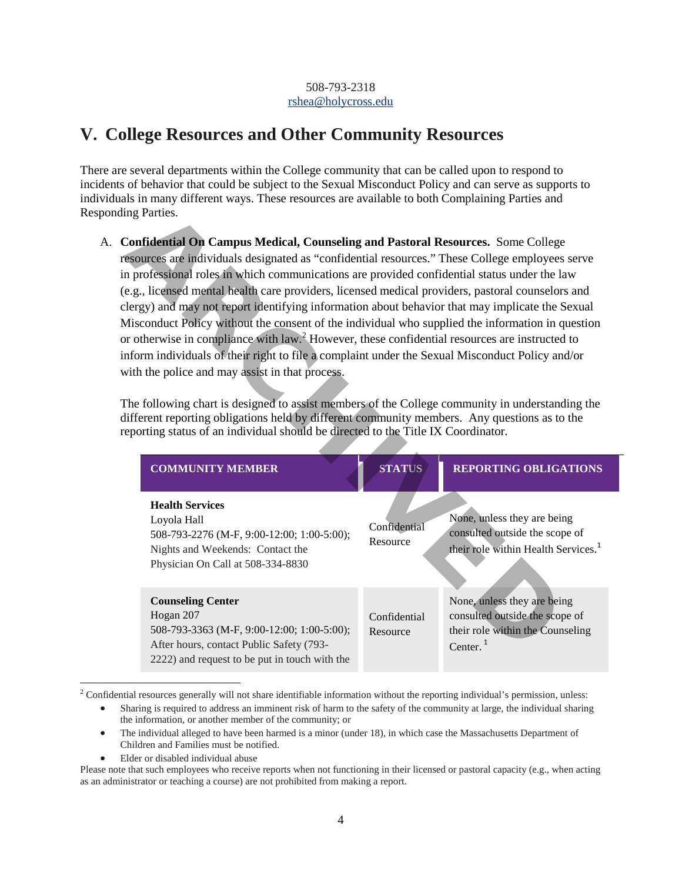508-793-2318
rshea@holycross.edu

# V. College Resources and Other Community Resources

There are several departments within the College community that can be called upon to respond to incidents of behavior that could be subject to the Sexual Misconduct Policy and can serve as supports to individuals in many different ways. These resources are available to both Complaining Parties and Responding Parties.

A. **Confidential On Campus Medical, Counseling and Pastoral Resources.** Some College resources are individuals designated as "confidential resources." These College employees serve in professional roles in which communications are provided confidential status under the law (e.g., licensed mental health care providers, licensed medical providers, pastoral counselors and clergy) and may not report identifying information about behavior that may implicate the Sexual Misconduct Policy without the consent of the individual who supplied the information in question or otherwise in compliance with law.[2] However, these confidential resources are instructed to inform individuals of their right to file a complaint under the Sexual Misconduct Policy and/or with the police and may assist in that process.

The following chart is designed to assist members of the College community in understanding the different reporting obligations held by different community members. Any questions as to the reporting status of an individual should be directed to the Title IX Coordinator.

| COMMUNITY MEMBER | STATUS | REPORTING OBLIGATIONS |
|---|---|---|
| **Health Services**<br>Loyola Hall<br>508-793-2276 (M-F, 9:00-12:00; 1:00-5:00);<br>Nights and Weekends: Contact the Physician On Call at 508-334-8830 | Confidential Resource | None, unless they are being consulted outside the scope of their role within Health Services.[1] |
| **Counseling Center**<br>Hogan 207<br>508-793-3363 (M-F, 9:00-12:00; 1:00-5:00);<br>After hours, contact Public Safety (793-2222) and request to be put in touch with the | Confidential Resource | None, unless they are being consulted outside the scope of their role within the Counseling Center.[1] |

[2] Confidential resources generally will not share identifiable information without the reporting individual's permission, unless:

- Sharing is required to address an imminent risk of harm to the safety of the community at large, the individual sharing the information, or another member of the community; or
- The individual alleged to have been harmed is a minor (under 18), in which case the Massachusetts Department of Children and Families must be notified.
- Elder or disabled individual abuse

Please note that such employees who receive reports when not functioning in their licensed or pastoral capacity (e.g., when acting as an administrator or teaching a course) are not prohibited from making a report.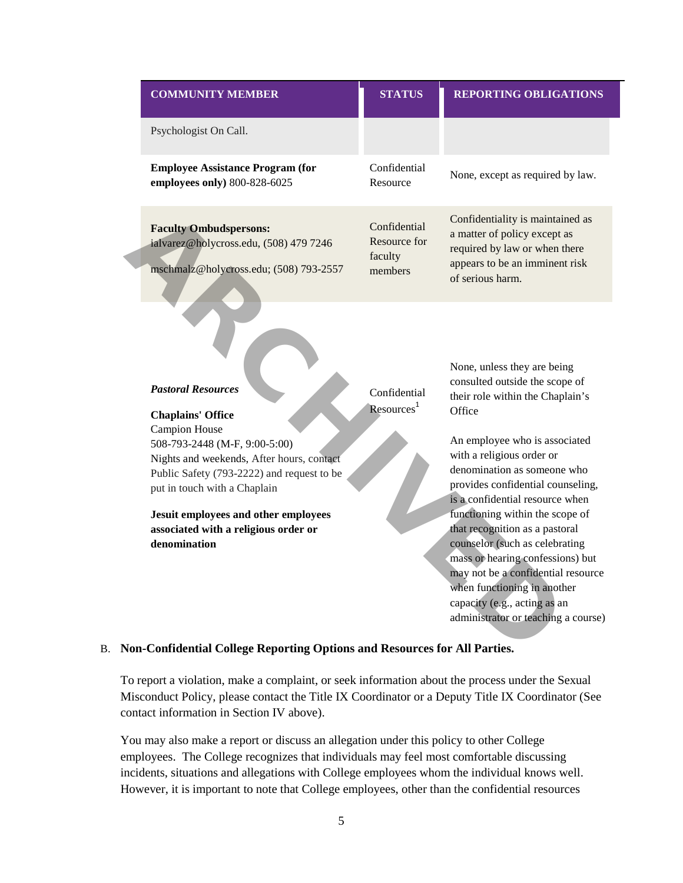| COMMUNITY MEMBER | STATUS | REPORTING OBLIGATIONS |
|---|---|---|
| Psychologist On Call. | | |
| **Employee Assistance Program (for employees only)** 800-828-6025 | Confidential Resource | None, except as required by law. |
| **Faculty Ombudspersons:** ialvarez@holycross.edu, (508) 479 7246 mschmalz@holycross.edu; (508) 793-2557 | Confidential Resource for faculty members | Confidentiality is maintained as a matter of policy except as required by law or when there appears to be an imminent risk of serious harm. |
| ***Pastoral Resources*** **Chaplains' Office** Campion House 508-793-2448 (M-F, 9:00-5:00) Nights and weekends, After hours, contact Public Safety (793-2222) and request to be put in touch with a Chaplain **Jesuit employees and other employees associated with a religious order or denomination** | Confidential Resources[1] | None, unless they are being consulted outside the scope of their role within the Chaplain's Office An employee who is associated with a religious order or denomination as someone who provides confidential counseling, is a confidential resource when functioning within the scope of that recognition as a pastoral counselor (such as celebrating mass or hearing confessions) but may not be a confidential resource when functioning in another capacity (e.g., acting as an administrator or teaching a course) |

B. **Non-Confidential College Reporting Options and Resources for All Parties.**

To report a violation, make a complaint, or seek information about the process under the Sexual Misconduct Policy, please contact the Title IX Coordinator or a Deputy Title IX Coordinator (See contact information in Section IV above).

You may also make a report or discuss an allegation under this policy to other College employees. The College recognizes that individuals may feel most comfortable discussing incidents, situations and allegations with College employees whom the individual knows well. However, it is important to note that College employees, other than the confidential resources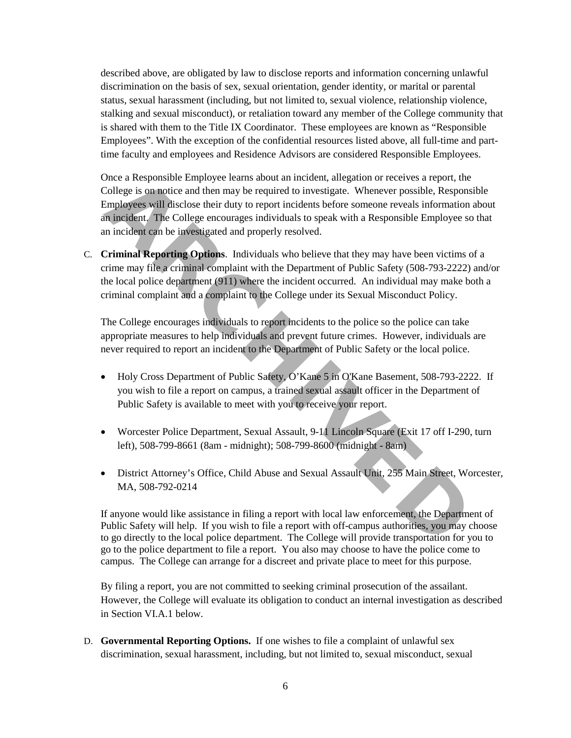described above, are obligated by law to disclose reports and information concerning unlawful discrimination on the basis of sex, sexual orientation, gender identity, or marital or parental status, sexual harassment (including, but not limited to, sexual violence, relationship violence, stalking and sexual misconduct), or retaliation toward any member of the College community that is shared with them to the Title IX Coordinator. These employees are known as "Responsible Employees". With the exception of the confidential resources listed above, all full-time and part-time faculty and employees and Residence Advisors are considered Responsible Employees.

Once a Responsible Employee learns about an incident, allegation or receives a report, the College is on notice and then may be required to investigate. Whenever possible, Responsible Employees will disclose their duty to report incidents before someone reveals information about an incident. The College encourages individuals to speak with a Responsible Employee so that an incident can be investigated and properly resolved.

C. **Criminal Reporting Options**. Individuals who believe that they may have been victims of a crime may file a criminal complaint with the Department of Public Safety (508-793-2222) and/or the local police department (911) where the incident occurred. An individual may make both a criminal complaint and a complaint to the College under its Sexual Misconduct Policy.

The College encourages individuals to report incidents to the police so the police can take appropriate measures to help individuals and prevent future crimes. However, individuals are never required to report an incident to the Department of Public Safety or the local police.

- Holy Cross Department of Public Safety, O'Kane 5 in O'Kane Basement, 508-793-2222. If you wish to file a report on campus, a trained sexual assault officer in the Department of Public Safety is available to meet with you to receive your report.
- Worcester Police Department, Sexual Assault, 9-11 Lincoln Square (Exit 17 off I-290, turn left), 508-799-8661 (8am - midnight); 508-799-8600 (midnight - 8am)
- District Attorney's Office, Child Abuse and Sexual Assault Unit, 255 Main Street, Worcester, MA, 508-792-0214

If anyone would like assistance in filing a report with local law enforcement, the Department of Public Safety will help. If you wish to file a report with off-campus authorities, you may choose to go directly to the local police department. The College will provide transportation for you to go to the police department to file a report. You also may choose to have the police come to campus. The College can arrange for a discreet and private place to meet for this purpose.

By filing a report, you are not committed to seeking criminal prosecution of the assailant. However, the College will evaluate its obligation to conduct an internal investigation as described in Section VI.A.1 below.

D. **Governmental Reporting Options.** If one wishes to file a complaint of unlawful sex discrimination, sexual harassment, including, but not limited to, sexual misconduct, sexual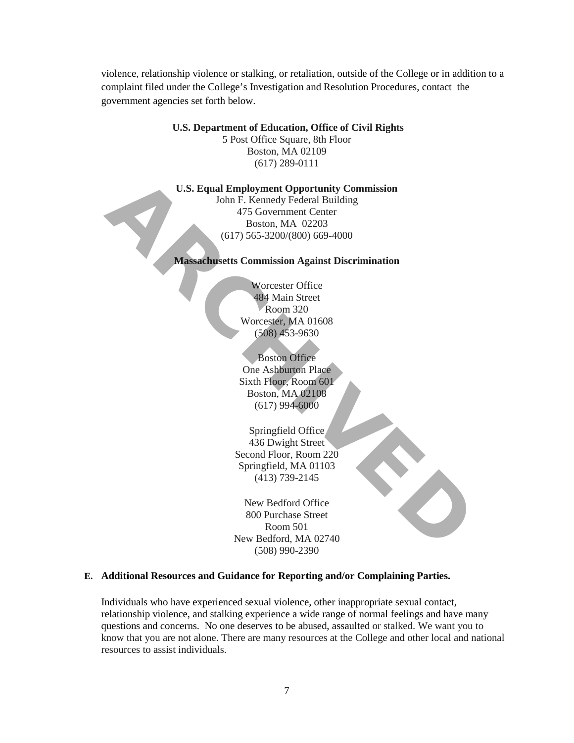violence, relationship violence or stalking, or retaliation, outside of the College or in addition to a complaint filed under the College's Investigation and Resolution Procedures, contact the government agencies set forth below.

**U.S. Department of Education, Office of Civil Rights**
5 Post Office Square, 8th Floor
Boston, MA 02109
(617) 289-0111

**U.S. Equal Employment Opportunity Commission**
John F. Kennedy Federal Building
475 Government Center
Boston, MA 02203
(617) 565-3200/(800) 669-4000

**Massachusetts Commission Against Discrimination**

Worcester Office
484 Main Street
Room 320
Worcester, MA 01608
(508) 453-9630

Boston Office
One Ashburton Place
Sixth Floor, Room 601
Boston, MA 02108
(617) 994-6000

Springfield Office
436 Dwight Street
Second Floor, Room 220
Springfield, MA 01103
(413) 739-2145

New Bedford Office
800 Purchase Street
Room 501
New Bedford, MA 02740
(508) 990-2390

**E. Additional Resources and Guidance for Reporting and/or Complaining Parties.**

Individuals who have experienced sexual violence, other inappropriate sexual contact, relationship violence, and stalking experience a wide range of normal feelings and have many questions and concerns. No one deserves to be abused, assaulted or stalked. We want you to know that you are not alone. There are many resources at the College and other local and national resources to assist individuals.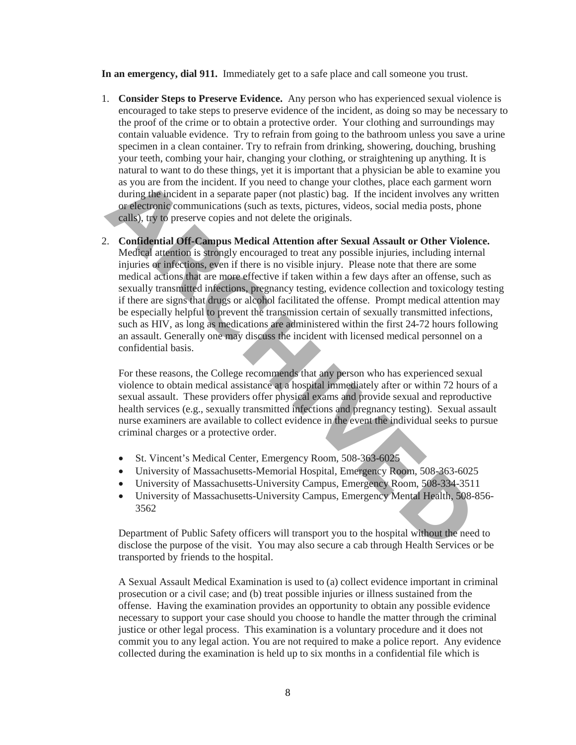**In an emergency, dial 911.** Immediately get to a safe place and call someone you trust.

1. **Consider Steps to Preserve Evidence.** Any person who has experienced sexual violence is encouraged to take steps to preserve evidence of the incident, as doing so may be necessary to the proof of the crime or to obtain a protective order. Your clothing and surroundings may contain valuable evidence. Try to refrain from going to the bathroom unless you save a urine specimen in a clean container. Try to refrain from drinking, showering, douching, brushing your teeth, combing your hair, changing your clothing, or straightening up anything. It is natural to want to do these things, yet it is important that a physician be able to examine you as you are from the incident. If you need to change your clothes, place each garment worn during the incident in a separate paper (not plastic) bag. If the incident involves any written or electronic communications (such as texts, pictures, videos, social media posts, phone calls), try to preserve copies and not delete the originals.

2. **Confidential Off-Campus Medical Attention after Sexual Assault or Other Violence.** Medical attention is strongly encouraged to treat any possible injuries, including internal injuries or infections, even if there is no visible injury. Please note that there are some medical actions that are more effective if taken within a few days after an offense, such as sexually transmitted infections, pregnancy testing, evidence collection and toxicology testing if there are signs that drugs or alcohol facilitated the offense. Prompt medical attention may be especially helpful to prevent the transmission certain of sexually transmitted infections, such as HIV, as long as medications are administered within the first 24-72 hours following an assault. Generally one may discuss the incident with licensed medical personnel on a confidential basis.

   For these reasons, the College recommends that any person who has experienced sexual violence to obtain medical assistance at a hospital immediately after or within 72 hours of a sexual assault. These providers offer physical exams and provide sexual and reproductive health services (e.g., sexually transmitted infections and pregnancy testing). Sexual assault nurse examiners are available to collect evidence in the event the individual seeks to pursue criminal charges or a protective order.

   - St. Vincent's Medical Center, Emergency Room, 508-363-6025
   - University of Massachusetts-Memorial Hospital, Emergency Room, 508-363-6025
   - University of Massachusetts-University Campus, Emergency Room, 508-334-3511
   - University of Massachusetts-University Campus, Emergency Mental Health, 508-856-3562

   Department of Public Safety officers will transport you to the hospital without the need to disclose the purpose of the visit. You may also secure a cab through Health Services or be transported by friends to the hospital.

   A Sexual Assault Medical Examination is used to (a) collect evidence important in criminal prosecution or a civil case; and (b) treat possible injuries or illness sustained from the offense. Having the examination provides an opportunity to obtain any possible evidence necessary to support your case should you choose to handle the matter through the criminal justice or other legal process. This examination is a voluntary procedure and it does not commit you to any legal action. You are not required to make a police report. Any evidence collected during the examination is held up to six months in a confidential file which is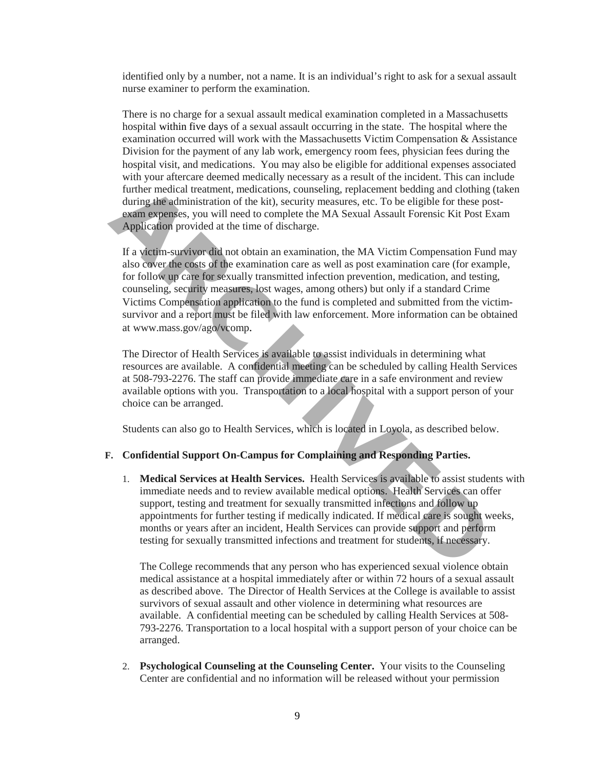identified only by a number, not a name. It is an individual's right to ask for a sexual assault nurse examiner to perform the examination.

There is no charge for a sexual assault medical examination completed in a Massachusetts hospital within five days of a sexual assault occurring in the state. The hospital where the examination occurred will work with the Massachusetts Victim Compensation & Assistance Division for the payment of any lab work, emergency room fees, physician fees during the hospital visit, and medications. You may also be eligible for additional expenses associated with your aftercare deemed medically necessary as a result of the incident. This can include further medical treatment, medications, counseling, replacement bedding and clothing (taken during the administration of the kit), security measures, etc. To be eligible for these post-exam expenses, you will need to complete the MA Sexual Assault Forensic Kit Post Exam Application provided at the time of discharge.

If a victim-survivor did not obtain an examination, the MA Victim Compensation Fund may also cover the costs of the examination care as well as post examination care (for example, for follow up care for sexually transmitted infection prevention, medication, and testing, counseling, security measures, lost wages, among others) but only if a standard Crime Victims Compensation application to the fund is completed and submitted from the victim-survivor and a report must be filed with law enforcement. More information can be obtained at www.mass.gov/ago/vcomp.

The Director of Health Services is available to assist individuals in determining what resources are available. A confidential meeting can be scheduled by calling Health Services at 508-793-2276. The staff can provide immediate care in a safe environment and review available options with you. Transportation to a local hospital with a support person of your choice can be arranged.

Students can also go to Health Services, which is located in Loyola, as described below.

**F. Confidential Support On-Campus for Complaining and Responding Parties.**

1. **Medical Services at Health Services.** Health Services is available to assist students with immediate needs and to review available medical options. Health Services can offer support, testing and treatment for sexually transmitted infections and follow up appointments for further testing if medically indicated. If medical care is sought weeks, months or years after an incident, Health Services can provide support and perform testing for sexually transmitted infections and treatment for students, if necessary.

   The College recommends that any person who has experienced sexual violence obtain medical assistance at a hospital immediately after or within 72 hours of a sexual assault as described above. The Director of Health Services at the College is available to assist survivors of sexual assault and other violence in determining what resources are available. A confidential meeting can be scheduled by calling Health Services at 508-793-2276. Transportation to a local hospital with a support person of your choice can be arranged.

2. **Psychological Counseling at the Counseling Center.** Your visits to the Counseling Center are confidential and no information will be released without your permission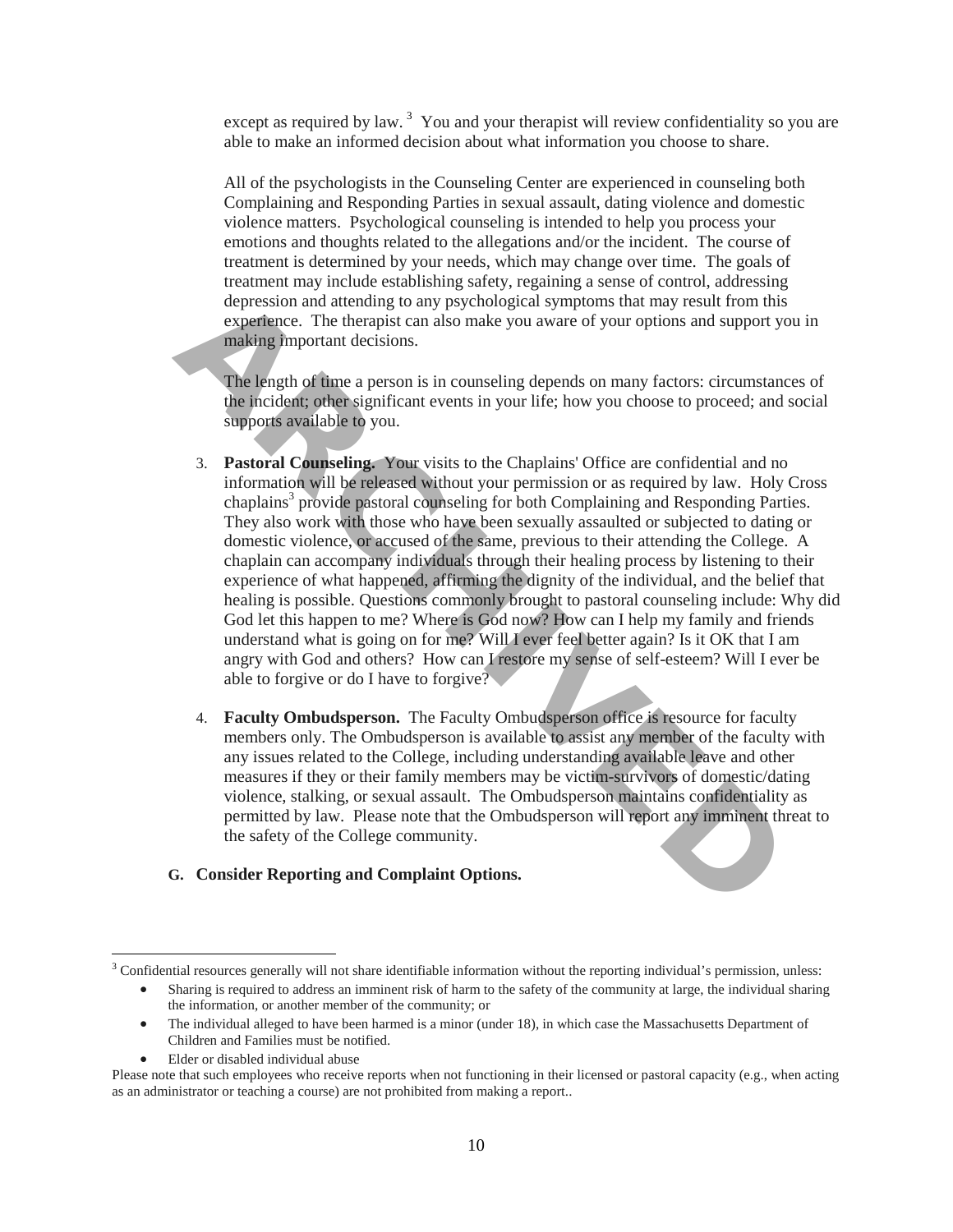except as required by law.[3] You and your therapist will review confidentiality so you are able to make an informed decision about what information you choose to share.

All of the psychologists in the Counseling Center are experienced in counseling both Complaining and Responding Parties in sexual assault, dating violence and domestic violence matters. Psychological counseling is intended to help you process your emotions and thoughts related to the allegations and/or the incident. The course of treatment is determined by your needs, which may change over time. The goals of treatment may include establishing safety, regaining a sense of control, addressing depression and attending to any psychological symptoms that may result from this experience. The therapist can also make you aware of your options and support you in making important decisions.

The length of time a person is in counseling depends on many factors: circumstances of the incident; other significant events in your life; how you choose to proceed; and social supports available to you.

3. **Pastoral Counseling.** Your visits to the Chaplains' Office are confidential and no information will be released without your permission or as required by law. Holy Cross chaplains[3] provide pastoral counseling for both Complaining and Responding Parties. They also work with those who have been sexually assaulted or subjected to dating or domestic violence, or accused of the same, previous to their attending the College. A chaplain can accompany individuals through their healing process by listening to their experience of what happened, affirming the dignity of the individual, and the belief that healing is possible. Questions commonly brought to pastoral counseling include: Why did God let this happen to me? Where is God now? How can I help my family and friends understand what is going on for me? Will I ever feel better again? Is it OK that I am angry with God and others? How can I restore my sense of self-esteem? Will I ever be able to forgive or do I have to forgive?

4. **Faculty Ombudsperson.** The Faculty Ombudsperson office is resource for faculty members only. The Ombudsperson is available to assist any member of the faculty with any issues related to the College, including understanding available leave and other measures if they or their family members may be victim-survivors of domestic/dating violence, stalking, or sexual assault. The Ombudsperson maintains confidentiality as permitted by law. Please note that the Ombudsperson will report any imminent threat to the safety of the College community.

**G. Consider Reporting and Complaint Options.**

---

[3] Confidential resources generally will not share identifiable information without the reporting individual's permission, unless:

- Sharing is required to address an imminent risk of harm to the safety of the community at large, the individual sharing the information, or another member of the community; or
- The individual alleged to have been harmed is a minor (under 18), in which case the Massachusetts Department of Children and Families must be notified.
- Elder or disabled individual abuse

Please note that such employees who receive reports when not functioning in their licensed or pastoral capacity (e.g., when acting as an administrator or teaching a course) are not prohibited from making a report..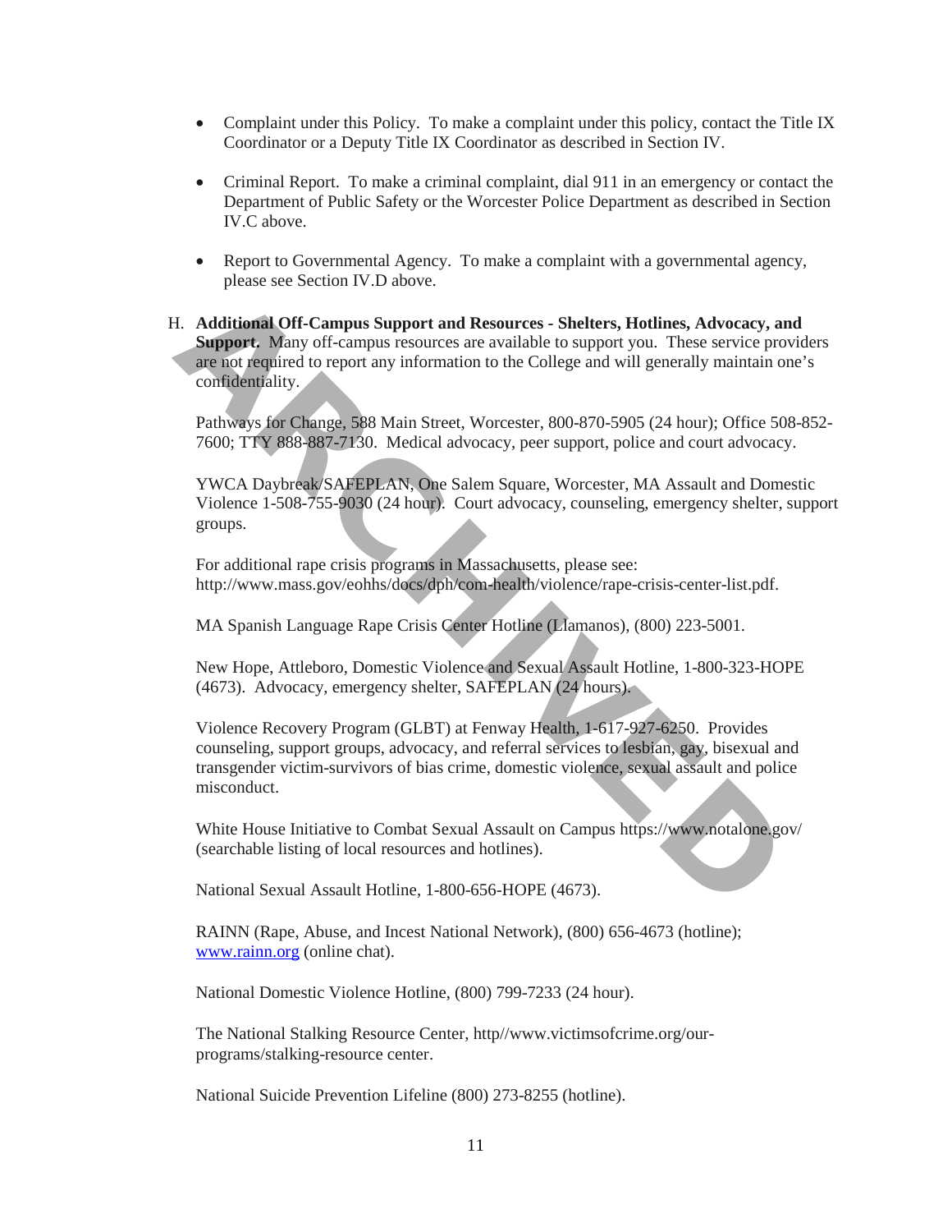- Complaint under this Policy. To make a complaint under this policy, contact the Title IX Coordinator or a Deputy Title IX Coordinator as described in Section IV.

- Criminal Report. To make a criminal complaint, dial 911 in an emergency or contact the Department of Public Safety or the Worcester Police Department as described in Section IV.C above.

- Report to Governmental Agency. To make a complaint with a governmental agency, please see Section IV.D above.

H. **Additional Off-Campus Support and Resources - Shelters, Hotlines, Advocacy, and Support.** Many off-campus resources are available to support you. These service providers are not required to report any information to the College and will generally maintain one's confidentiality.

Pathways for Change, 588 Main Street, Worcester, 800-870-5905 (24 hour); Office 508-852-7600; TTY 888-887-7130. Medical advocacy, peer support, police and court advocacy.

YWCA Daybreak/SAFEPLAN, One Salem Square, Worcester, MA Assault and Domestic Violence 1-508-755-9030 (24 hour). Court advocacy, counseling, emergency shelter, support groups.

For additional rape crisis programs in Massachusetts, please see: http://www.mass.gov/eohhs/docs/dph/com-health/violence/rape-crisis-center-list.pdf.

MA Spanish Language Rape Crisis Center Hotline (Llamanos), (800) 223-5001.

New Hope, Attleboro, Domestic Violence and Sexual Assault Hotline, 1-800-323-HOPE (4673). Advocacy, emergency shelter, SAFEPLAN (24 hours).

Violence Recovery Program (GLBT) at Fenway Health, 1-617-927-6250. Provides counseling, support groups, advocacy, and referral services to lesbian, gay, bisexual and transgender victim-survivors of bias crime, domestic violence, sexual assault and police misconduct.

White House Initiative to Combat Sexual Assault on Campus https://www.notalone.gov/ (searchable listing of local resources and hotlines).

National Sexual Assault Hotline, 1-800-656-HOPE (4673).

RAINN (Rape, Abuse, and Incest National Network), (800) 656-4673 (hotline); www.rainn.org (online chat).

National Domestic Violence Hotline, (800) 799-7233 (24 hour).

The National Stalking Resource Center, http//www.victimsofcrime.org/our-programs/stalking-resource center.

National Suicide Prevention Lifeline (800) 273-8255 (hotline).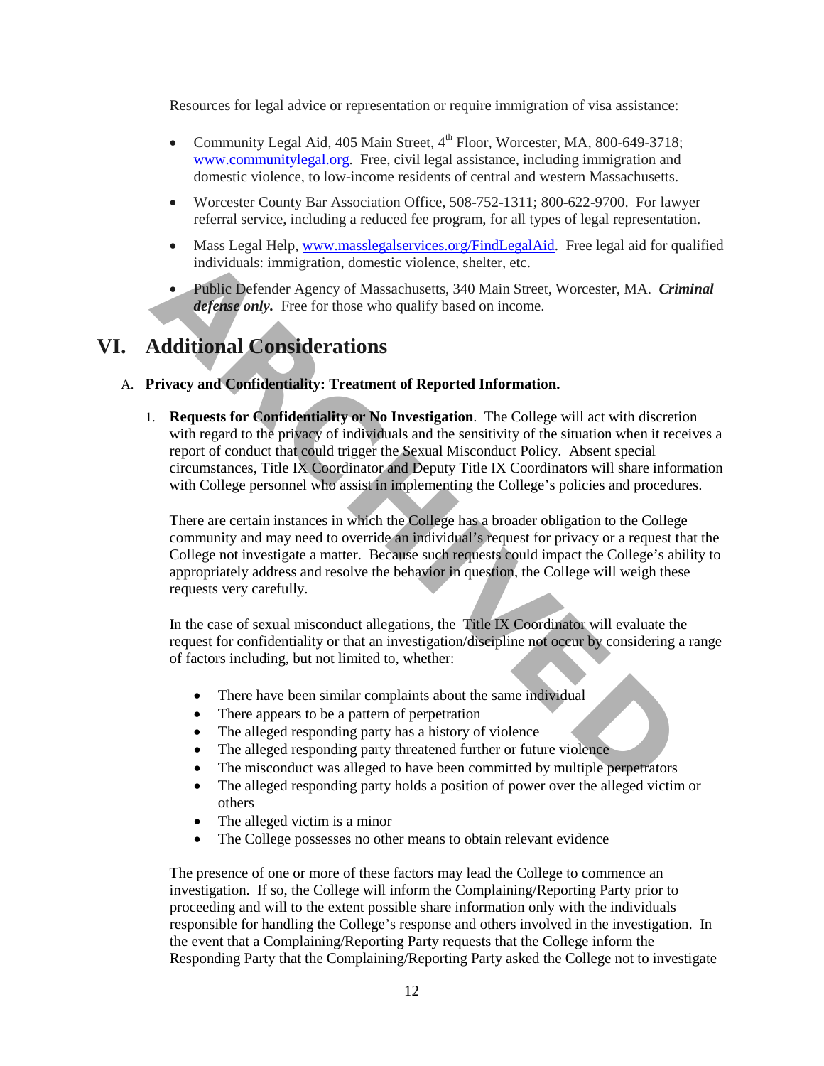Resources for legal advice or representation or require immigration of visa assistance:

- Community Legal Aid, 405 Main Street, 4th Floor, Worcester, MA, 800-649-3718; [www.communitylegal.org](http://www.communitylegal.org). Free, civil legal assistance, including immigration and domestic violence, to low-income residents of central and western Massachusetts.
- Worcester County Bar Association Office, 508-752-1311; 800-622-9700. For lawyer referral service, including a reduced fee program, for all types of legal representation.
- Mass Legal Help, [www.masslegalservices.org/FindLegalAid](http://www.masslegalservices.org/FindLegalAid). Free legal aid for qualified individuals: immigration, domestic violence, shelter, etc.
- Public Defender Agency of Massachusetts, 340 Main Street, Worcester, MA. ***Criminal defense only.*** Free for those who qualify based on income.

# VI. Additional Considerations

## A. Privacy and Confidentiality: Treatment of Reported Information.

1. **Requests for Confidentiality or No Investigation**. The College will act with discretion with regard to the privacy of individuals and the sensitivity of the situation when it receives a report of conduct that could trigger the Sexual Misconduct Policy. Absent special circumstances, Title IX Coordinator and Deputy Title IX Coordinators will share information with College personnel who assist in implementing the College's policies and procedures.

   There are certain instances in which the College has a broader obligation to the College community and may need to override an individual's request for privacy or a request that the College not investigate a matter. Because such requests could impact the College's ability to appropriately address and resolve the behavior in question, the College will weigh these requests very carefully.

   In the case of sexual misconduct allegations, the Title IX Coordinator will evaluate the request for confidentiality or that an investigation/discipline not occur by considering a range of factors including, but not limited to, whether:

   - There have been similar complaints about the same individual
   - There appears to be a pattern of perpetration
   - The alleged responding party has a history of violence
   - The alleged responding party threatened further or future violence
   - The misconduct was alleged to have been committed by multiple perpetrators
   - The alleged responding party holds a position of power over the alleged victim or others
   - The alleged victim is a minor
   - The College possesses no other means to obtain relevant evidence

   The presence of one or more of these factors may lead the College to commence an investigation. If so, the College will inform the Complaining/Reporting Party prior to proceeding and will to the extent possible share information only with the individuals responsible for handling the College's response and others involved in the investigation. In the event that a Complaining/Reporting Party requests that the College inform the Responding Party that the Complaining/Reporting Party asked the College not to investigate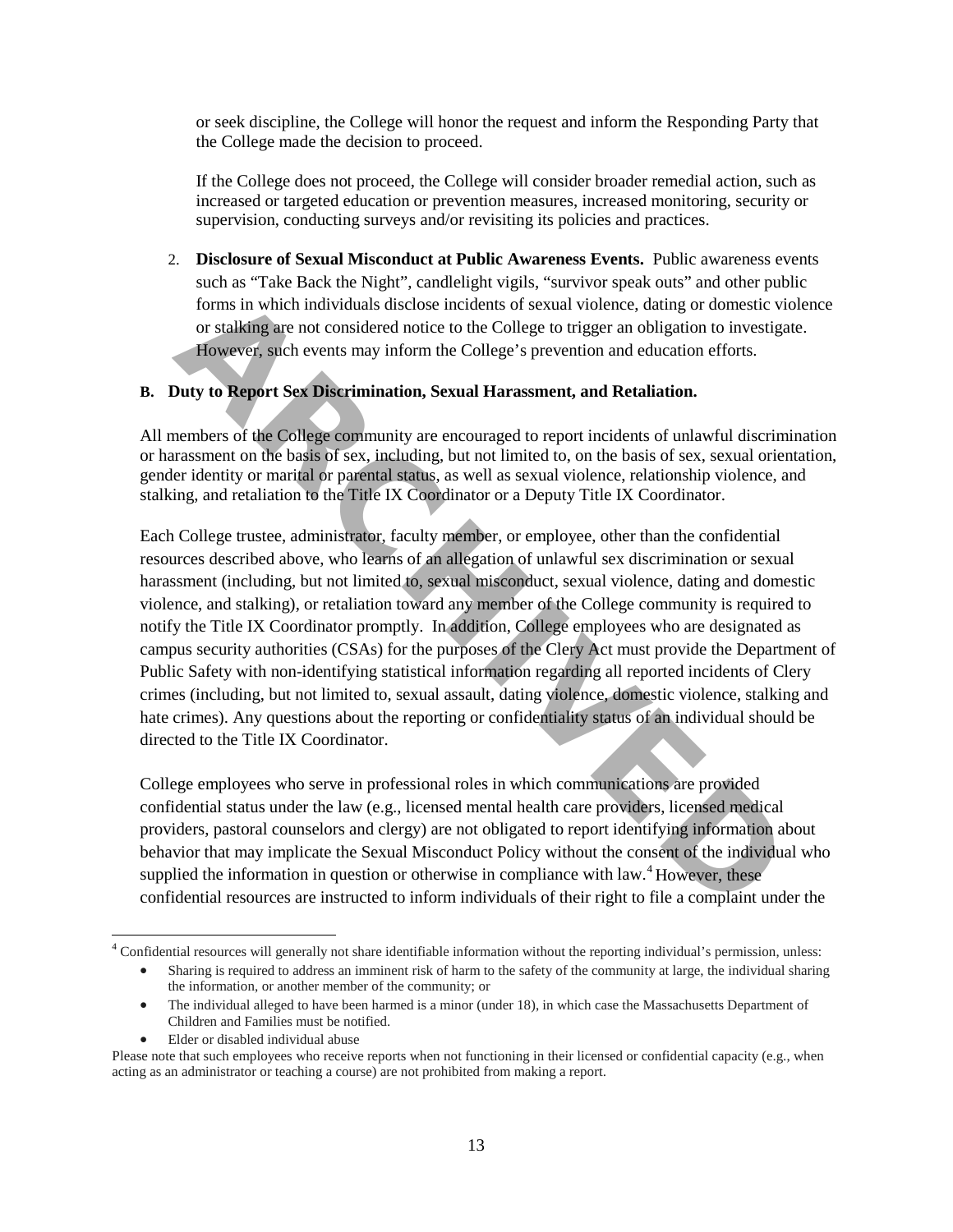or seek discipline, the College will honor the request and inform the Responding Party that the College made the decision to proceed.

If the College does not proceed, the College will consider broader remedial action, such as increased or targeted education or prevention measures, increased monitoring, security or supervision, conducting surveys and/or revisiting its policies and practices.

2. **Disclosure of Sexual Misconduct at Public Awareness Events.** Public awareness events such as "Take Back the Night", candlelight vigils, "survivor speak outs" and other public forms in which individuals disclose incidents of sexual violence, dating or domestic violence or stalking are not considered notice to the College to trigger an obligation to investigate. However, such events may inform the College's prevention and education efforts.

### B. Duty to Report Sex Discrimination, Sexual Harassment, and Retaliation.

All members of the College community are encouraged to report incidents of unlawful discrimination or harassment on the basis of sex, including, but not limited to, on the basis of sex, sexual orientation, gender identity or marital or parental status, as well as sexual violence, relationship violence, and stalking, and retaliation to the Title IX Coordinator or a Deputy Title IX Coordinator.

Each College trustee, administrator, faculty member, or employee, other than the confidential resources described above, who learns of an allegation of unlawful sex discrimination or sexual harassment (including, but not limited to, sexual misconduct, sexual violence, dating and domestic violence, and stalking), or retaliation toward any member of the College community is required to notify the Title IX Coordinator promptly. In addition, College employees who are designated as campus security authorities (CSAs) for the purposes of the Clery Act must provide the Department of Public Safety with non-identifying statistical information regarding all reported incidents of Clery crimes (including, but not limited to, sexual assault, dating violence, domestic violence, stalking and hate crimes). Any questions about the reporting or confidentiality status of an individual should be directed to the Title IX Coordinator.

College employees who serve in professional roles in which communications are provided confidential status under the law (e.g., licensed mental health care providers, licensed medical providers, pastoral counselors and clergy) are not obligated to report identifying information about behavior that may implicate the Sexual Misconduct Policy without the consent of the individual who supplied the information in question or otherwise in compliance with law.[4] However, these confidential resources are instructed to inform individuals of their right to file a complaint under the

---

[4] Confidential resources will generally not share identifiable information without the reporting individual's permission, unless:

- Sharing is required to address an imminent risk of harm to the safety of the community at large, the individual sharing the information, or another member of the community; or
- The individual alleged to have been harmed is a minor (under 18), in which case the Massachusetts Department of Children and Families must be notified.
- Elder or disabled individual abuse

Please note that such employees who receive reports when not functioning in their licensed or confidential capacity (e.g., when acting as an administrator or teaching a course) are not prohibited from making a report.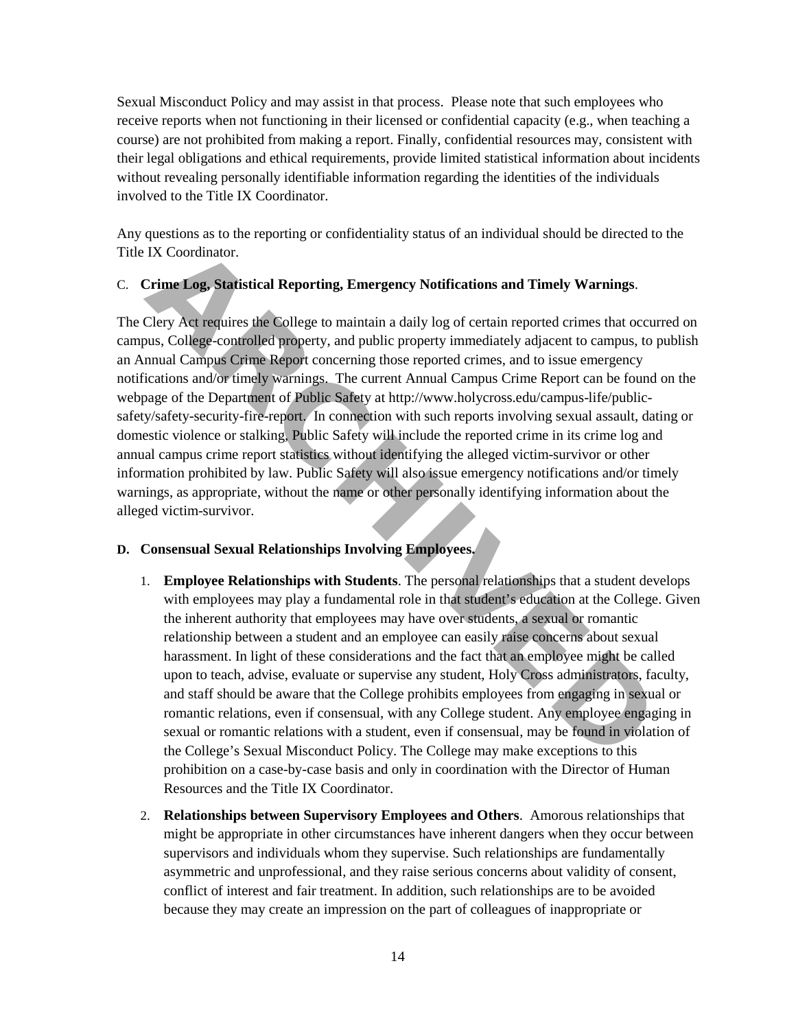Sexual Misconduct Policy and may assist in that process. Please note that such employees who receive reports when not functioning in their licensed or confidential capacity (e.g., when teaching a course) are not prohibited from making a report. Finally, confidential resources may, consistent with their legal obligations and ethical requirements, provide limited statistical information about incidents without revealing personally identifiable information regarding the identities of the individuals involved to the Title IX Coordinator.

Any questions as to the reporting or confidentiality status of an individual should be directed to the Title IX Coordinator.

C. **Crime Log, Statistical Reporting, Emergency Notifications and Timely Warnings**.

The Clery Act requires the College to maintain a daily log of certain reported crimes that occurred on campus, College-controlled property, and public property immediately adjacent to campus, to publish an Annual Campus Crime Report concerning those reported crimes, and to issue emergency notifications and/or timely warnings. The current Annual Campus Crime Report can be found on the webpage of the Department of Public Safety at http://www.holycross.edu/campus-life/public-safety/safety-security-fire-report. In connection with such reports involving sexual assault, dating or domestic violence or stalking, Public Safety will include the reported crime in its crime log and annual campus crime report statistics without identifying the alleged victim-survivor or other information prohibited by law. Public Safety will also issue emergency notifications and/or timely warnings, as appropriate, without the name or other personally identifying information about the alleged victim-survivor.

**D. Consensual Sexual Relationships Involving Employees.**

1. **Employee Relationships with Students**. The personal relationships that a student develops with employees may play a fundamental role in that student's education at the College. Given the inherent authority that employees may have over students, a sexual or romantic relationship between a student and an employee can easily raise concerns about sexual harassment. In light of these considerations and the fact that an employee might be called upon to teach, advise, evaluate or supervise any student, Holy Cross administrators, faculty, and staff should be aware that the College prohibits employees from engaging in sexual or romantic relations, even if consensual, with any College student. Any employee engaging in sexual or romantic relations with a student, even if consensual, may be found in violation of the College's Sexual Misconduct Policy. The College may make exceptions to this prohibition on a case-by-case basis and only in coordination with the Director of Human Resources and the Title IX Coordinator.

2. **Relationships between Supervisory Employees and Others**. Amorous relationships that might be appropriate in other circumstances have inherent dangers when they occur between supervisors and individuals whom they supervise. Such relationships are fundamentally asymmetric and unprofessional, and they raise serious concerns about validity of consent, conflict of interest and fair treatment. In addition, such relationships are to be avoided because they may create an impression on the part of colleagues of inappropriate or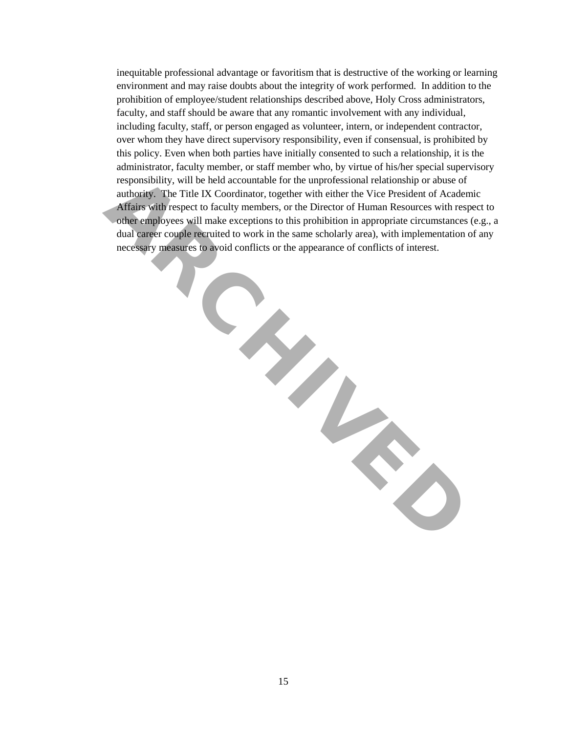inequitable professional advantage or favoritism that is destructive of the working or learning environment and may raise doubts about the integrity of work performed. In addition to the prohibition of employee/student relationships described above, Holy Cross administrators, faculty, and staff should be aware that any romantic involvement with any individual, including faculty, staff, or person engaged as volunteer, intern, or independent contractor, over whom they have direct supervisory responsibility, even if consensual, is prohibited by this policy. Even when both parties have initially consented to such a relationship, it is the administrator, faculty member, or staff member who, by virtue of his/her special supervisory responsibility, will be held accountable for the unprofessional relationship or abuse of authority. The Title IX Coordinator, together with either the Vice President of Academic Affairs with respect to faculty members, or the Director of Human Resources with respect to other employees will make exceptions to this prohibition in appropriate circumstances (e.g., a dual career couple recruited to work in the same scholarly area), with implementation of any necessary measures to avoid conflicts or the appearance of conflicts of interest.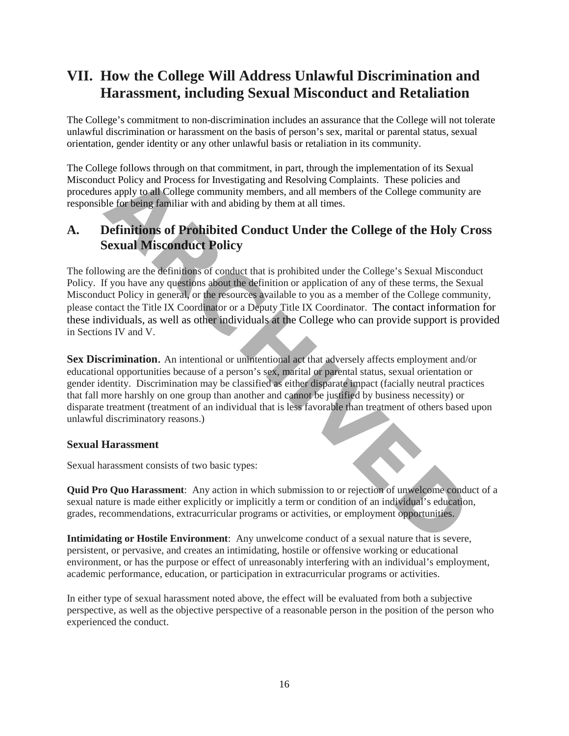# VII. How the College Will Address Unlawful Discrimination and Harassment, including Sexual Misconduct and Retaliation

The College's commitment to non-discrimination includes an assurance that the College will not tolerate unlawful discrimination or harassment on the basis of person's sex, marital or parental status, sexual orientation, gender identity or any other unlawful basis or retaliation in its community.

The College follows through on that commitment, in part, through the implementation of its Sexual Misconduct Policy and Process for Investigating and Resolving Complaints. These policies and procedures apply to all College community members, and all members of the College community are responsible for being familiar with and abiding by them at all times.

## A. Definitions of Prohibited Conduct Under the College of the Holy Cross Sexual Misconduct Policy

The following are the definitions of conduct that is prohibited under the College's Sexual Misconduct Policy. If you have any questions about the definition or application of any of these terms, the Sexual Misconduct Policy in general, or the resources available to you as a member of the College community, please contact the Title IX Coordinator or a Deputy Title IX Coordinator. The contact information for these individuals, as well as other individuals at the College who can provide support is provided in Sections IV and V.

**Sex Discrimination.** An intentional or unintentional act that adversely affects employment and/or educational opportunities because of a person's sex, marital or parental status, sexual orientation or gender identity. Discrimination may be classified as either disparate impact (facially neutral practices that fall more harshly on one group than another and cannot be justified by business necessity) or disparate treatment (treatment of an individual that is less favorable than treatment of others based upon unlawful discriminatory reasons.)

### Sexual Harassment

Sexual harassment consists of two basic types:

**Quid Pro Quo Harassment**: Any action in which submission to or rejection of unwelcome conduct of a sexual nature is made either explicitly or implicitly a term or condition of an individual's education, grades, recommendations, extracurricular programs or activities, or employment opportunities.

**Intimidating or Hostile Environment**: Any unwelcome conduct of a sexual nature that is severe, persistent, or pervasive, and creates an intimidating, hostile or offensive working or educational environment, or has the purpose or effect of unreasonably interfering with an individual's employment, academic performance, education, or participation in extracurricular programs or activities.

In either type of sexual harassment noted above, the effect will be evaluated from both a subjective perspective, as well as the objective perspective of a reasonable person in the position of the person who experienced the conduct.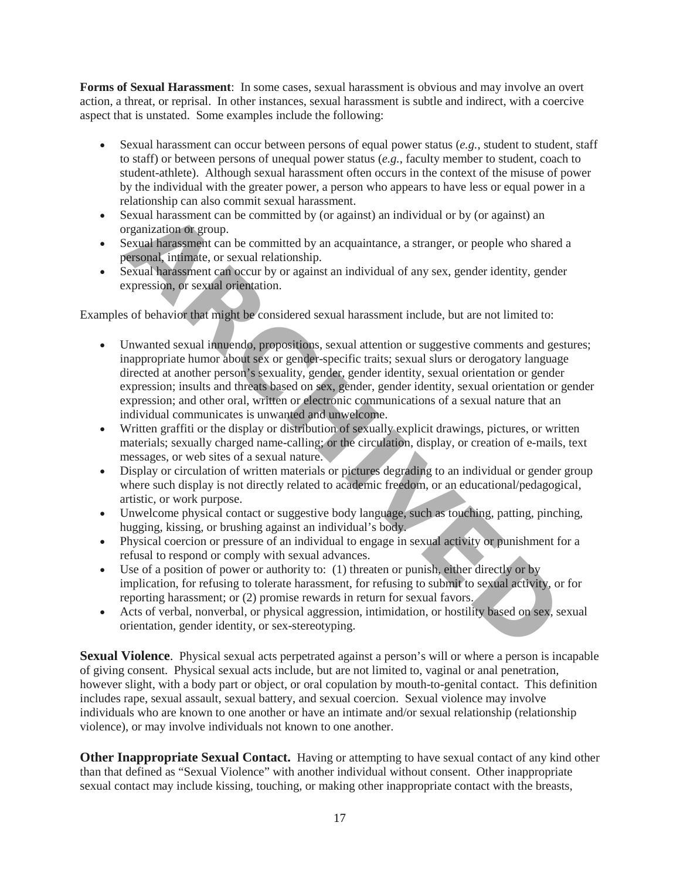**Forms of Sexual Harassment**: In some cases, sexual harassment is obvious and may involve an overt action, a threat, or reprisal. In other instances, sexual harassment is subtle and indirect, with a coercive aspect that is unstated. Some examples include the following:

- Sexual harassment can occur between persons of equal power status (*e.g.*, student to student, staff to staff) or between persons of unequal power status (*e.g.*, faculty member to student, coach to student-athlete). Although sexual harassment often occurs in the context of the misuse of power by the individual with the greater power, a person who appears to have less or equal power in a relationship can also commit sexual harassment.
- Sexual harassment can be committed by (or against) an individual or by (or against) an organization or group.
- Sexual harassment can be committed by an acquaintance, a stranger, or people who shared a personal, intimate, or sexual relationship.
- Sexual harassment can occur by or against an individual of any sex, gender identity, gender expression, or sexual orientation.

Examples of behavior that might be considered sexual harassment include, but are not limited to:

- Unwanted sexual innuendo, propositions, sexual attention or suggestive comments and gestures; inappropriate humor about sex or gender-specific traits; sexual slurs or derogatory language directed at another person's sexuality, gender, gender identity, sexual orientation or gender expression; insults and threats based on sex, gender, gender identity, sexual orientation or gender expression; and other oral, written or electronic communications of a sexual nature that an individual communicates is unwanted and unwelcome.
- Written graffiti or the display or distribution of sexually explicit drawings, pictures, or written materials; sexually charged name-calling; or the circulation, display, or creation of e-mails, text messages, or web sites of a sexual nature.
- Display or circulation of written materials or pictures degrading to an individual or gender group where such display is not directly related to academic freedom, or an educational/pedagogical, artistic, or work purpose.
- Unwelcome physical contact or suggestive body language, such as touching, patting, pinching, hugging, kissing, or brushing against an individual's body.
- Physical coercion or pressure of an individual to engage in sexual activity or punishment for a refusal to respond or comply with sexual advances.
- Use of a position of power or authority to: (1) threaten or punish, either directly or by implication, for refusing to tolerate harassment, for refusing to submit to sexual activity, or for reporting harassment; or (2) promise rewards in return for sexual favors.
- Acts of verbal, nonverbal, or physical aggression, intimidation, or hostility based on sex, sexual orientation, gender identity, or sex-stereotyping.

**Sexual Violence**. Physical sexual acts perpetrated against a person's will or where a person is incapable of giving consent. Physical sexual acts include, but are not limited to, vaginal or anal penetration, however slight, with a body part or object, or oral copulation by mouth-to-genital contact. This definition includes rape, sexual assault, sexual battery, and sexual coercion. Sexual violence may involve individuals who are known to one another or have an intimate and/or sexual relationship (relationship violence), or may involve individuals not known to one another.

**Other Inappropriate Sexual Contact.** Having or attempting to have sexual contact of any kind other than that defined as "Sexual Violence" with another individual without consent. Other inappropriate sexual contact may include kissing, touching, or making other inappropriate contact with the breasts,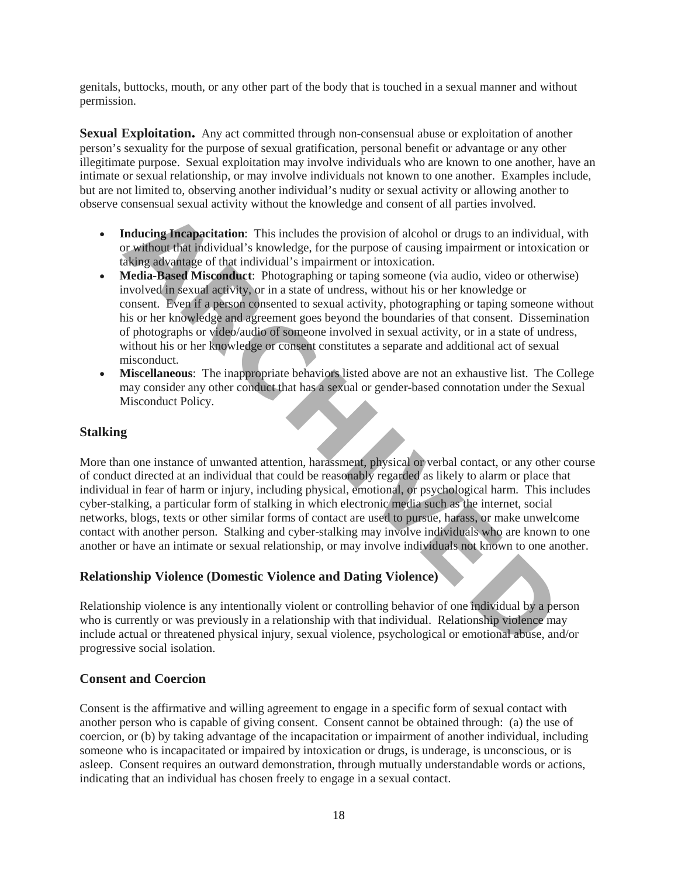genitals, buttocks, mouth, or any other part of the body that is touched in a sexual manner and without permission.

**Sexual Exploitation.** Any act committed through non-consensual abuse or exploitation of another person's sexuality for the purpose of sexual gratification, personal benefit or advantage or any other illegitimate purpose. Sexual exploitation may involve individuals who are known to one another, have an intimate or sexual relationship, or may involve individuals not known to one another. Examples include, but are not limited to, observing another individual's nudity or sexual activity or allowing another to observe consensual sexual activity without the knowledge and consent of all parties involved.

- **Inducing Incapacitation**: This includes the provision of alcohol or drugs to an individual, with or without that individual's knowledge, for the purpose of causing impairment or intoxication or taking advantage of that individual's impairment or intoxication.
- **Media-Based Misconduct**: Photographing or taping someone (via audio, video or otherwise) involved in sexual activity, or in a state of undress, without his or her knowledge or consent. Even if a person consented to sexual activity, photographing or taping someone without his or her knowledge and agreement goes beyond the boundaries of that consent. Dissemination of photographs or video/audio of someone involved in sexual activity, or in a state of undress, without his or her knowledge or consent constitutes a separate and additional act of sexual misconduct.
- **Miscellaneous**: The inappropriate behaviors listed above are not an exhaustive list. The College may consider any other conduct that has a sexual or gender-based connotation under the Sexual Misconduct Policy.

### Stalking

More than one instance of unwanted attention, harassment, physical or verbal contact, or any other course of conduct directed at an individual that could be reasonably regarded as likely to alarm or place that individual in fear of harm or injury, including physical, emotional, or psychological harm. This includes cyber-stalking, a particular form of stalking in which electronic media such as the internet, social networks, blogs, texts or other similar forms of contact are used to pursue, harass, or make unwelcome contact with another person. Stalking and cyber-stalking may involve individuals who are known to one another or have an intimate or sexual relationship, or may involve individuals not known to one another.

### Relationship Violence (Domestic Violence and Dating Violence)

Relationship violence is any intentionally violent or controlling behavior of one individual by a person who is currently or was previously in a relationship with that individual. Relationship violence may include actual or threatened physical injury, sexual violence, psychological or emotional abuse, and/or progressive social isolation.

### Consent and Coercion

Consent is the affirmative and willing agreement to engage in a specific form of sexual contact with another person who is capable of giving consent. Consent cannot be obtained through: (a) the use of coercion, or (b) by taking advantage of the incapacitation or impairment of another individual, including someone who is incapacitated or impaired by intoxication or drugs, is underage, is unconscious, or is asleep. Consent requires an outward demonstration, through mutually understandable words or actions, indicating that an individual has chosen freely to engage in a sexual contact.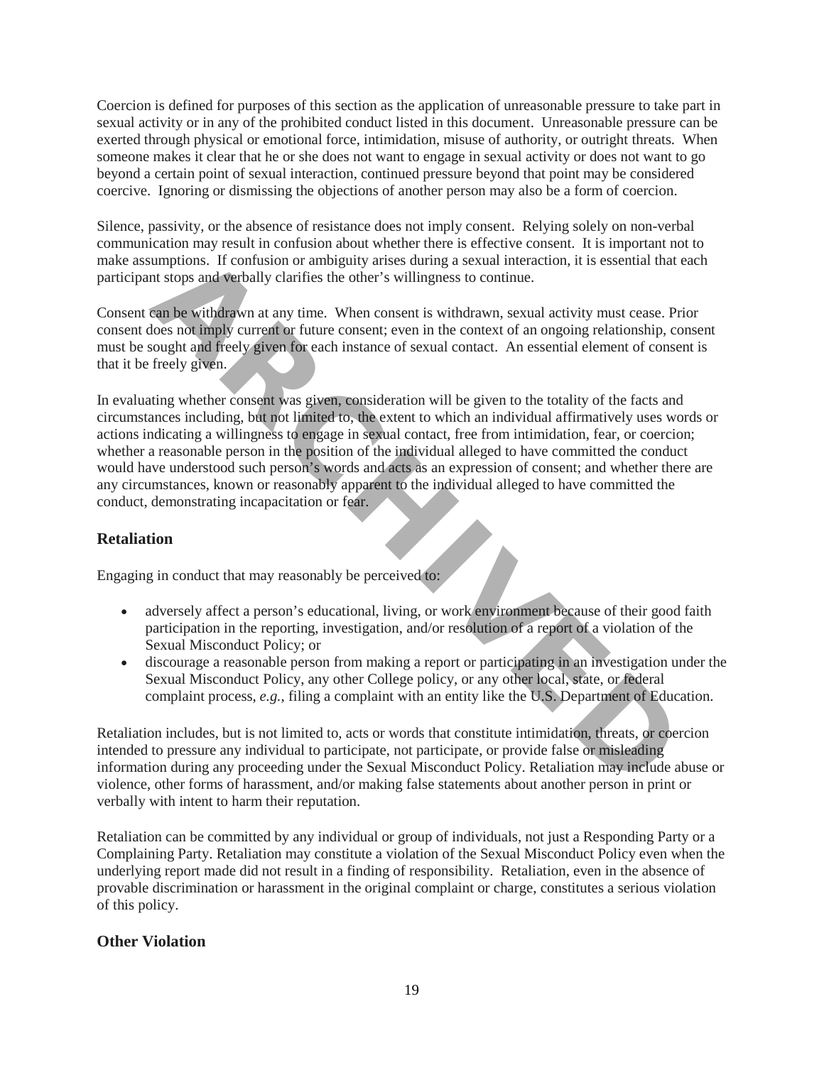Coercion is defined for purposes of this section as the application of unreasonable pressure to take part in sexual activity or in any of the prohibited conduct listed in this document. Unreasonable pressure can be exerted through physical or emotional force, intimidation, misuse of authority, or outright threats. When someone makes it clear that he or she does not want to engage in sexual activity or does not want to go beyond a certain point of sexual interaction, continued pressure beyond that point may be considered coercive. Ignoring or dismissing the objections of another person may also be a form of coercion.

Silence, passivity, or the absence of resistance does not imply consent. Relying solely on non-verbal communication may result in confusion about whether there is effective consent. It is important not to make assumptions. If confusion or ambiguity arises during a sexual interaction, it is essential that each participant stops and verbally clarifies the other's willingness to continue.

Consent can be withdrawn at any time. When consent is withdrawn, sexual activity must cease. Prior consent does not imply current or future consent; even in the context of an ongoing relationship, consent must be sought and freely given for each instance of sexual contact. An essential element of consent is that it be freely given.

In evaluating whether consent was given, consideration will be given to the totality of the facts and circumstances including, but not limited to, the extent to which an individual affirmatively uses words or actions indicating a willingness to engage in sexual contact, free from intimidation, fear, or coercion; whether a reasonable person in the position of the individual alleged to have committed the conduct would have understood such person's words and acts as an expression of consent; and whether there are any circumstances, known or reasonably apparent to the individual alleged to have committed the conduct, demonstrating incapacitation or fear.

## Retaliation

Engaging in conduct that may reasonably be perceived to:

- adversely affect a person's educational, living, or work environment because of their good faith participation in the reporting, investigation, and/or resolution of a report of a violation of the Sexual Misconduct Policy; or
- discourage a reasonable person from making a report or participating in an investigation under the Sexual Misconduct Policy, any other College policy, or any other local, state, or federal complaint process, *e.g.*, filing a complaint with an entity like the U.S. Department of Education.

Retaliation includes, but is not limited to, acts or words that constitute intimidation, threats, or coercion intended to pressure any individual to participate, not participate, or provide false or misleading information during any proceeding under the Sexual Misconduct Policy. Retaliation may include abuse or violence, other forms of harassment, and/or making false statements about another person in print or verbally with intent to harm their reputation.

Retaliation can be committed by any individual or group of individuals, not just a Responding Party or a Complaining Party. Retaliation may constitute a violation of the Sexual Misconduct Policy even when the underlying report made did not result in a finding of responsibility. Retaliation, even in the absence of provable discrimination or harassment in the original complaint or charge, constitutes a serious violation of this policy.

## Other Violation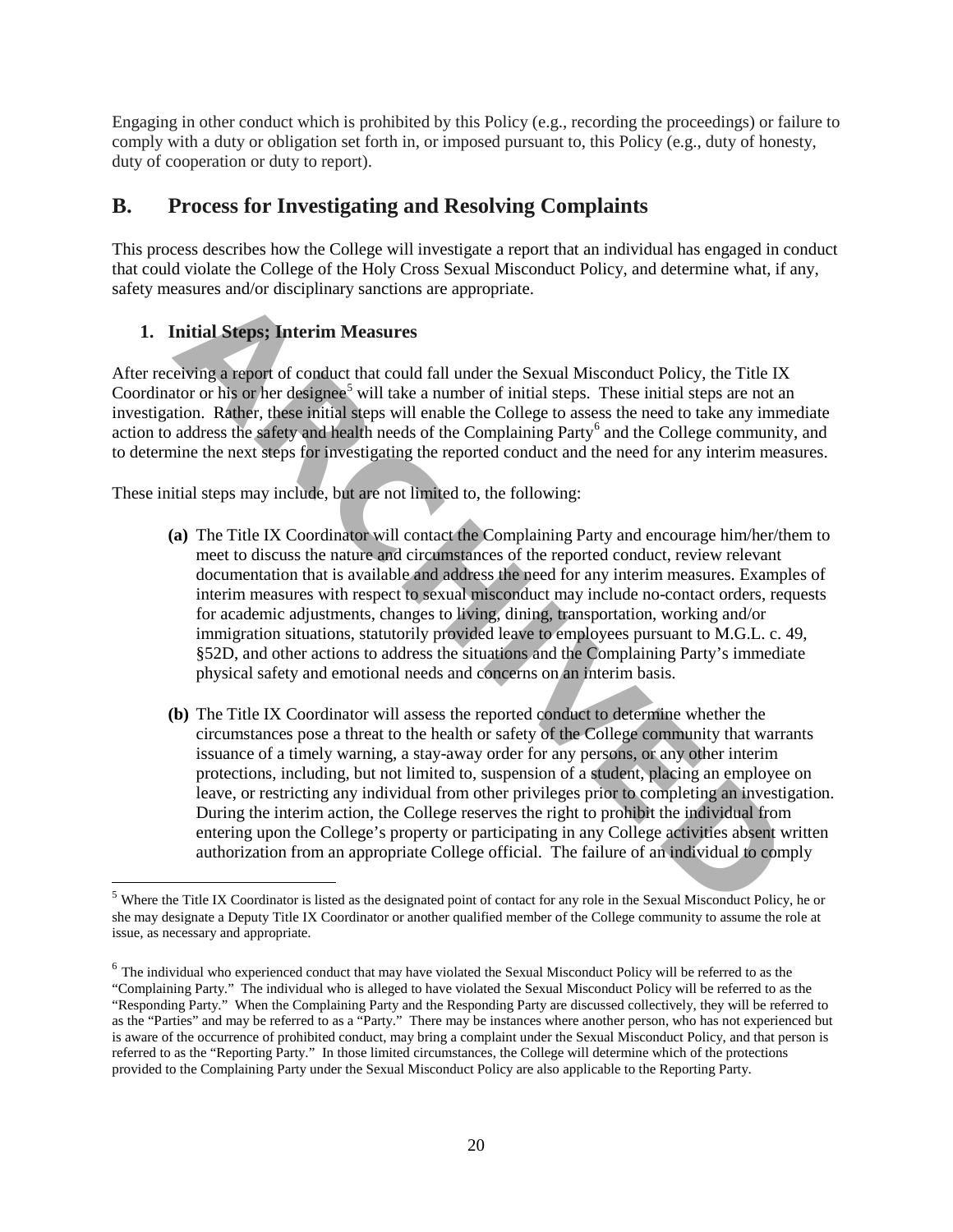Engaging in other conduct which is prohibited by this Policy (e.g., recording the proceedings) or failure to comply with a duty or obligation set forth in, or imposed pursuant to, this Policy (e.g., duty of honesty, duty of cooperation or duty to report).

## B. Process for Investigating and Resolving Complaints

This process describes how the College will investigate a report that an individual has engaged in conduct that could violate the College of the Holy Cross Sexual Misconduct Policy, and determine what, if any, safety measures and/or disciplinary sanctions are appropriate.

### 1. Initial Steps; Interim Measures

After receiving a report of conduct that could fall under the Sexual Misconduct Policy, the Title IX Coordinator or his or her designee[5] will take a number of initial steps. These initial steps are not an investigation. Rather, these initial steps will enable the College to assess the need to take any immediate action to address the safety and health needs of the Complaining Party[6] and the College community, and to determine the next steps for investigating the reported conduct and the need for any interim measures.

These initial steps may include, but are not limited to, the following:

**(a)** The Title IX Coordinator will contact the Complaining Party and encourage him/her/them to meet to discuss the nature and circumstances of the reported conduct, review relevant documentation that is available and address the need for any interim measures. Examples of interim measures with respect to sexual misconduct may include no-contact orders, requests for academic adjustments, changes to living, dining, transportation, working and/or immigration situations, statutorily provided leave to employees pursuant to M.G.L. c. 49, §52D, and other actions to address the situations and the Complaining Party's immediate physical safety and emotional needs and concerns on an interim basis.

**(b)** The Title IX Coordinator will assess the reported conduct to determine whether the circumstances pose a threat to the health or safety of the College community that warrants issuance of a timely warning, a stay-away order for any persons, or any other interim protections, including, but not limited to, suspension of a student, placing an employee on leave, or restricting any individual from other privileges prior to completing an investigation. During the interim action, the College reserves the right to prohibit the individual from entering upon the College's property or participating in any College activities absent written authorization from an appropriate College official. The failure of an individual to comply

---

[5] Where the Title IX Coordinator is listed as the designated point of contact for any role in the Sexual Misconduct Policy, he or she may designate a Deputy Title IX Coordinator or another qualified member of the College community to assume the role at issue, as necessary and appropriate.

[6] The individual who experienced conduct that may have violated the Sexual Misconduct Policy will be referred to as the "Complaining Party." The individual who is alleged to have violated the Sexual Misconduct Policy will be referred to as the "Responding Party." When the Complaining Party and the Responding Party are discussed collectively, they will be referred to as the "Parties" and may be referred to as a "Party." There may be instances where another person, who has not experienced but is aware of the occurrence of prohibited conduct, may bring a complaint under the Sexual Misconduct Policy, and that person is referred to as the "Reporting Party." In those limited circumstances, the College will determine which of the protections provided to the Complaining Party under the Sexual Misconduct Policy are also applicable to the Reporting Party.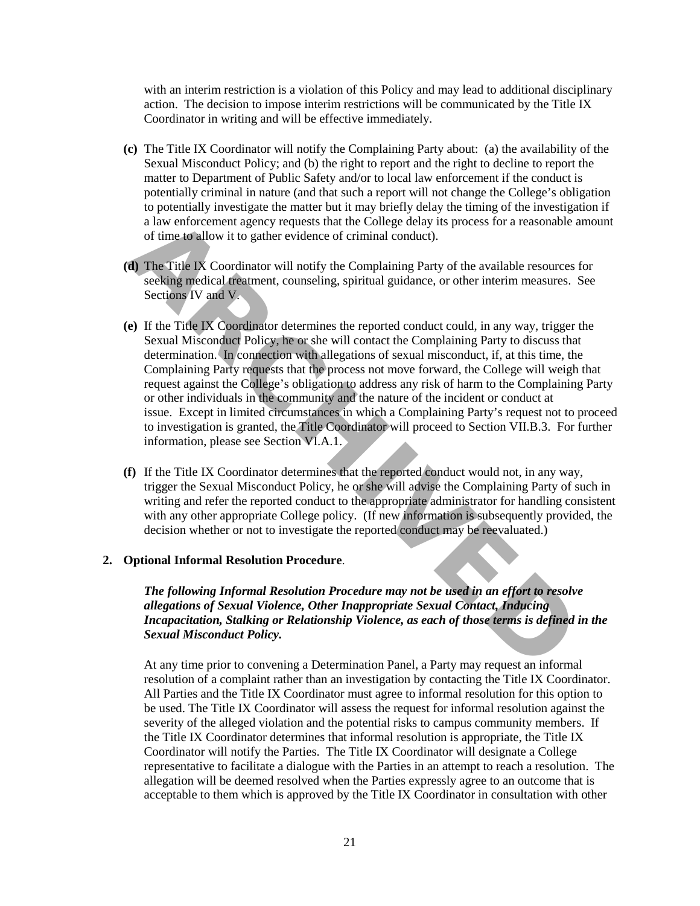with an interim restriction is a violation of this Policy and may lead to additional disciplinary action. The decision to impose interim restrictions will be communicated by the Title IX Coordinator in writing and will be effective immediately.

**(c)** The Title IX Coordinator will notify the Complaining Party about: (a) the availability of the Sexual Misconduct Policy; and (b) the right to report and the right to decline to report the matter to Department of Public Safety and/or to local law enforcement if the conduct is potentially criminal in nature (and that such a report will not change the College's obligation to potentially investigate the matter but it may briefly delay the timing of the investigation if a law enforcement agency requests that the College delay its process for a reasonable amount of time to allow it to gather evidence of criminal conduct).

**(d)** The Title IX Coordinator will notify the Complaining Party of the available resources for seeking medical treatment, counseling, spiritual guidance, or other interim measures. See Sections IV and V.

**(e)** If the Title IX Coordinator determines the reported conduct could, in any way, trigger the Sexual Misconduct Policy, he or she will contact the Complaining Party to discuss that determination. In connection with allegations of sexual misconduct, if, at this time, the Complaining Party requests that the process not move forward, the College will weigh that request against the College's obligation to address any risk of harm to the Complaining Party or other individuals in the community and the nature of the incident or conduct at issue. Except in limited circumstances in which a Complaining Party's request not to proceed to investigation is granted, the Title Coordinator will proceed to Section VII.B.3. For further information, please see Section VI.A.1.

**(f)** If the Title IX Coordinator determines that the reported conduct would not, in any way, trigger the Sexual Misconduct Policy, he or she will advise the Complaining Party of such in writing and refer the reported conduct to the appropriate administrator for handling consistent with any other appropriate College policy. (If new information is subsequently provided, the decision whether or not to investigate the reported conduct may be reevaluated.)

**2. Optional Informal Resolution Procedure**.

***The following Informal Resolution Procedure may not be used in an effort to resolve allegations of Sexual Violence, Other Inappropriate Sexual Contact, Inducing Incapacitation, Stalking or Relationship Violence, as each of those terms is defined in the Sexual Misconduct Policy.***

At any time prior to convening a Determination Panel, a Party may request an informal resolution of a complaint rather than an investigation by contacting the Title IX Coordinator. All Parties and the Title IX Coordinator must agree to informal resolution for this option to be used. The Title IX Coordinator will assess the request for informal resolution against the severity of the alleged violation and the potential risks to campus community members. If the Title IX Coordinator determines that informal resolution is appropriate, the Title IX Coordinator will notify the Parties. The Title IX Coordinator will designate a College representative to facilitate a dialogue with the Parties in an attempt to reach a resolution. The allegation will be deemed resolved when the Parties expressly agree to an outcome that is acceptable to them which is approved by the Title IX Coordinator in consultation with other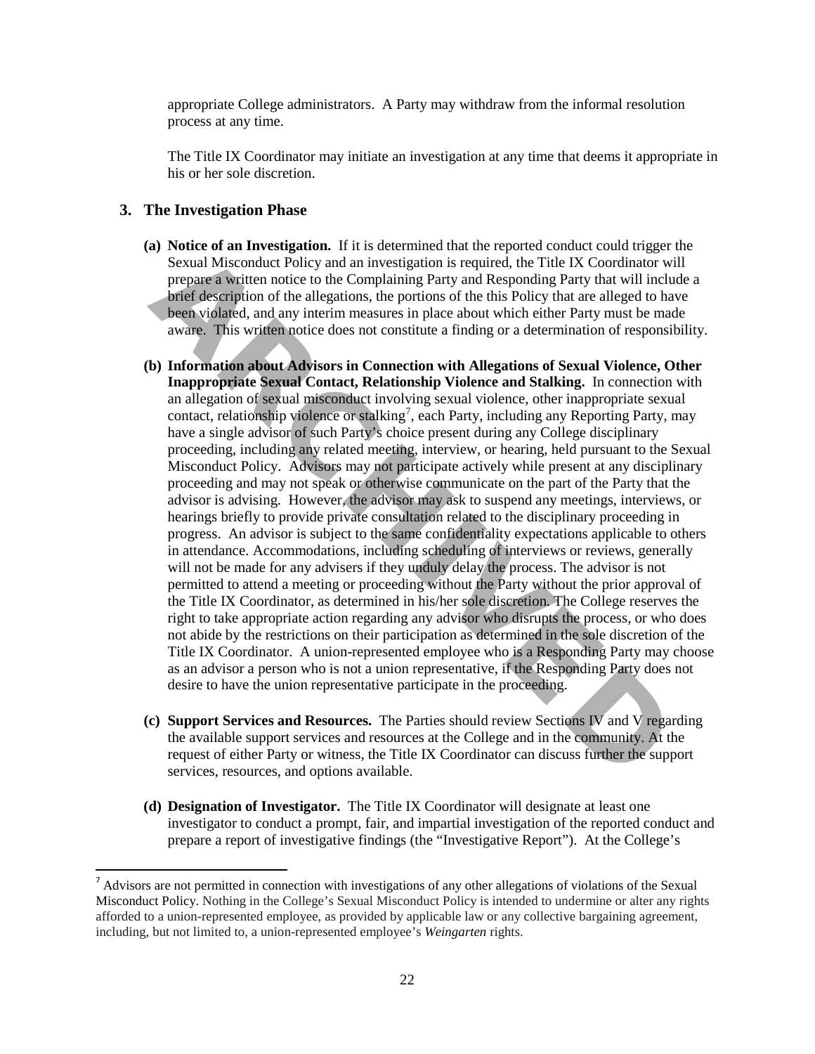appropriate College administrators. A Party may withdraw from the informal resolution process at any time.

The Title IX Coordinator may initiate an investigation at any time that deems it appropriate in his or her sole discretion.

## 3. The Investigation Phase

**(a) Notice of an Investigation.** If it is determined that the reported conduct could trigger the Sexual Misconduct Policy and an investigation is required, the Title IX Coordinator will prepare a written notice to the Complaining Party and Responding Party that will include a brief description of the allegations, the portions of the this Policy that are alleged to have been violated, and any interim measures in place about which either Party must be made aware. This written notice does not constitute a finding or a determination of responsibility.

**(b) Information about Advisors in Connection with Allegations of Sexual Violence, Other Inappropriate Sexual Contact, Relationship Violence and Stalking.** In connection with an allegation of sexual misconduct involving sexual violence, other inappropriate sexual contact, relationship violence or stalking[7], each Party, including any Reporting Party, may have a single advisor of such Party's choice present during any College disciplinary proceeding, including any related meeting, interview, or hearing, held pursuant to the Sexual Misconduct Policy. Advisors may not participate actively while present at any disciplinary proceeding and may not speak or otherwise communicate on the part of the Party that the advisor is advising. However, the advisor may ask to suspend any meetings, interviews, or hearings briefly to provide private consultation related to the disciplinary proceeding in progress. An advisor is subject to the same confidentiality expectations applicable to others in attendance. Accommodations, including scheduling of interviews or reviews, generally will not be made for any advisers if they unduly delay the process. The advisor is not permitted to attend a meeting or proceeding without the Party without the prior approval of the Title IX Coordinator, as determined in his/her sole discretion. The College reserves the right to take appropriate action regarding any advisor who disrupts the process, or who does not abide by the restrictions on their participation as determined in the sole discretion of the Title IX Coordinator. A union-represented employee who is a Responding Party may choose as an advisor a person who is not a union representative, if the Responding Party does not desire to have the union representative participate in the proceeding.

**(c) Support Services and Resources.** The Parties should review Sections IV and V regarding the available support services and resources at the College and in the community. At the request of either Party or witness, the Title IX Coordinator can discuss further the support services, resources, and options available.

**(d) Designation of Investigator.** The Title IX Coordinator will designate at least one investigator to conduct a prompt, fair, and impartial investigation of the reported conduct and prepare a report of investigative findings (the "Investigative Report"). At the College's

---

[7] Advisors are not permitted in connection with investigations of any other allegations of violations of the Sexual Misconduct Policy. Nothing in the College's Sexual Misconduct Policy is intended to undermine or alter any rights afforded to a union-represented employee, as provided by applicable law or any collective bargaining agreement, including, but not limited to, a union-represented employee's *Weingarten* rights.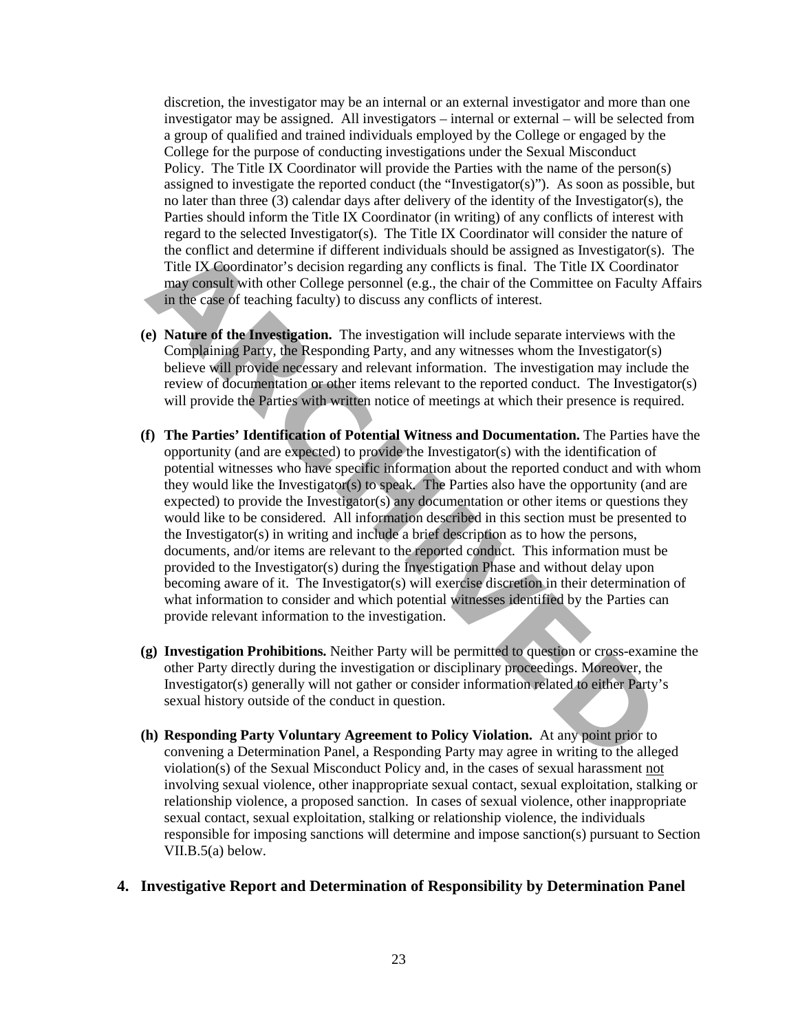discretion, the investigator may be an internal or an external investigator and more than one investigator may be assigned. All investigators – internal or external – will be selected from a group of qualified and trained individuals employed by the College or engaged by the College for the purpose of conducting investigations under the Sexual Misconduct Policy. The Title IX Coordinator will provide the Parties with the name of the person(s) assigned to investigate the reported conduct (the "Investigator(s)"). As soon as possible, but no later than three (3) calendar days after delivery of the identity of the Investigator(s), the Parties should inform the Title IX Coordinator (in writing) of any conflicts of interest with regard to the selected Investigator(s). The Title IX Coordinator will consider the nature of the conflict and determine if different individuals should be assigned as Investigator(s). The Title IX Coordinator's decision regarding any conflicts is final. The Title IX Coordinator may consult with other College personnel (e.g., the chair of the Committee on Faculty Affairs in the case of teaching faculty) to discuss any conflicts of interest.

**(e) Nature of the Investigation.** The investigation will include separate interviews with the Complaining Party, the Responding Party, and any witnesses whom the Investigator(s) believe will provide necessary and relevant information. The investigation may include the review of documentation or other items relevant to the reported conduct. The Investigator(s) will provide the Parties with written notice of meetings at which their presence is required.

**(f) The Parties' Identification of Potential Witness and Documentation.** The Parties have the opportunity (and are expected) to provide the Investigator(s) with the identification of potential witnesses who have specific information about the reported conduct and with whom they would like the Investigator(s) to speak. The Parties also have the opportunity (and are expected) to provide the Investigator(s) any documentation or other items or questions they would like to be considered. All information described in this section must be presented to the Investigator(s) in writing and include a brief description as to how the persons, documents, and/or items are relevant to the reported conduct. This information must be provided to the Investigator(s) during the Investigation Phase and without delay upon becoming aware of it. The Investigator(s) will exercise discretion in their determination of what information to consider and which potential witnesses identified by the Parties can provide relevant information to the investigation.

**(g) Investigation Prohibitions.** Neither Party will be permitted to question or cross-examine the other Party directly during the investigation or disciplinary proceedings. Moreover, the Investigator(s) generally will not gather or consider information related to either Party's sexual history outside of the conduct in question.

**(h) Responding Party Voluntary Agreement to Policy Violation.** At any point prior to convening a Determination Panel, a Responding Party may agree in writing to the alleged violation(s) of the Sexual Misconduct Policy and, in the cases of sexual harassment <u>not</u> involving sexual violence, other inappropriate sexual contact, sexual exploitation, stalking or relationship violence, a proposed sanction. In cases of sexual violence, other inappropriate sexual contact, sexual exploitation, stalking or relationship violence, the individuals responsible for imposing sanctions will determine and impose sanction(s) pursuant to Section VII.B.5(a) below.

### 4. Investigative Report and Determination of Responsibility by Determination Panel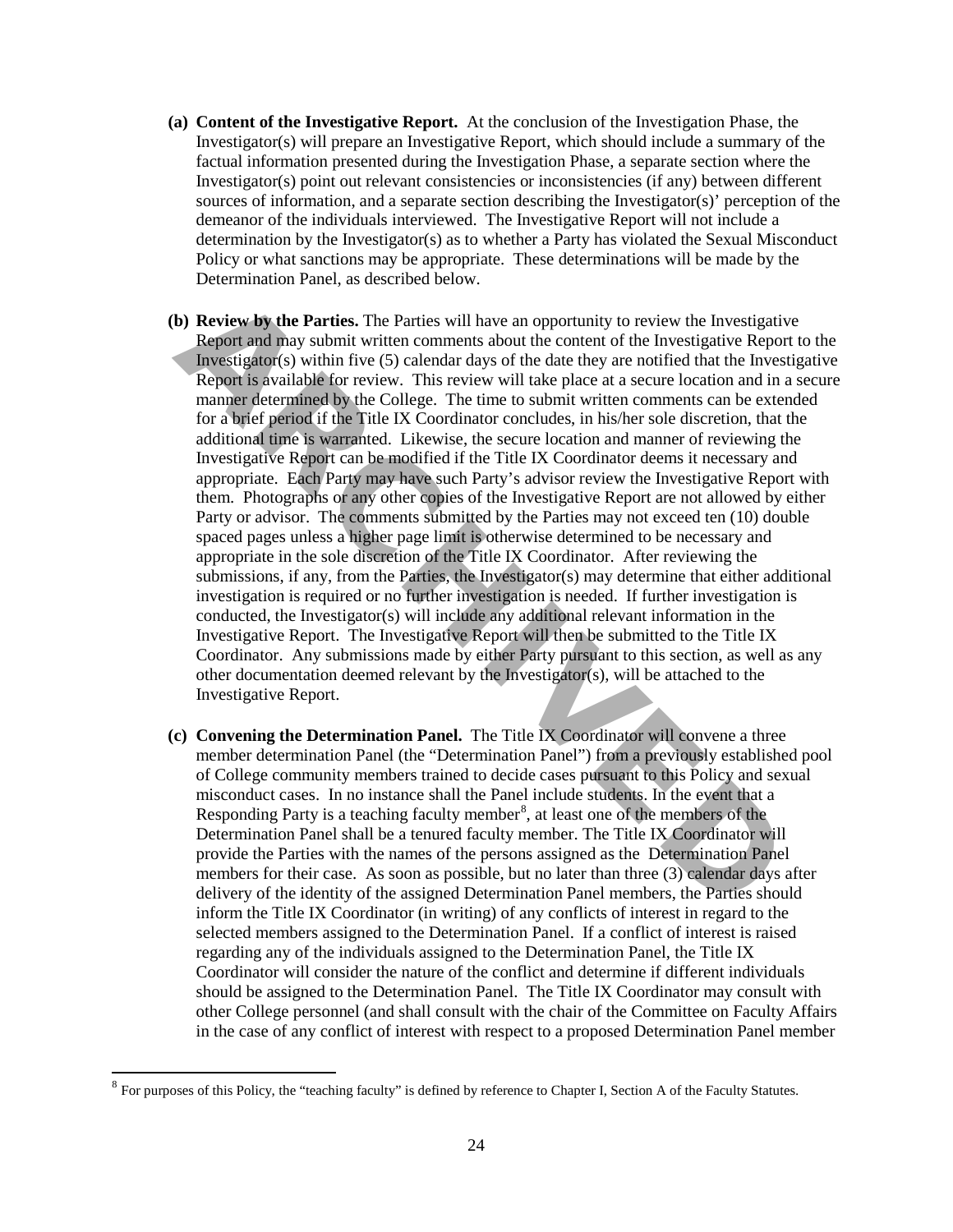**(a) Content of the Investigative Report.** At the conclusion of the Investigation Phase, the Investigator(s) will prepare an Investigative Report, which should include a summary of the factual information presented during the Investigation Phase, a separate section where the Investigator(s) point out relevant consistencies or inconsistencies (if any) between different sources of information, and a separate section describing the Investigator(s)' perception of the demeanor of the individuals interviewed. The Investigative Report will not include a determination by the Investigator(s) as to whether a Party has violated the Sexual Misconduct Policy or what sanctions may be appropriate. These determinations will be made by the Determination Panel, as described below.

**(b) Review by the Parties.** The Parties will have an opportunity to review the Investigative Report and may submit written comments about the content of the Investigative Report to the Investigator(s) within five (5) calendar days of the date they are notified that the Investigative Report is available for review. This review will take place at a secure location and in a secure manner determined by the College. The time to submit written comments can be extended for a brief period if the Title IX Coordinator concludes, in his/her sole discretion, that the additional time is warranted. Likewise, the secure location and manner of reviewing the Investigative Report can be modified if the Title IX Coordinator deems it necessary and appropriate. Each Party may have such Party's advisor review the Investigative Report with them. Photographs or any other copies of the Investigative Report are not allowed by either Party or advisor. The comments submitted by the Parties may not exceed ten (10) double spaced pages unless a higher page limit is otherwise determined to be necessary and appropriate in the sole discretion of the Title IX Coordinator. After reviewing the submissions, if any, from the Parties, the Investigator(s) may determine that either additional investigation is required or no further investigation is needed. If further investigation is conducted, the Investigator(s) will include any additional relevant information in the Investigative Report. The Investigative Report will then be submitted to the Title IX Coordinator. Any submissions made by either Party pursuant to this section, as well as any other documentation deemed relevant by the Investigator(s), will be attached to the Investigative Report.

**(c) Convening the Determination Panel.** The Title IX Coordinator will convene a three member determination Panel (the "Determination Panel") from a previously established pool of College community members trained to decide cases pursuant to this Policy and sexual misconduct cases. In no instance shall the Panel include students. In the event that a Responding Party is a teaching faculty member[8], at least one of the members of the Determination Panel shall be a tenured faculty member. The Title IX Coordinator will provide the Parties with the names of the persons assigned as the Determination Panel members for their case. As soon as possible, but no later than three (3) calendar days after delivery of the identity of the assigned Determination Panel members, the Parties should inform the Title IX Coordinator (in writing) of any conflicts of interest in regard to the selected members assigned to the Determination Panel. If a conflict of interest is raised regarding any of the individuals assigned to the Determination Panel, the Title IX Coordinator will consider the nature of the conflict and determine if different individuals should be assigned to the Determination Panel. The Title IX Coordinator may consult with other College personnel (and shall consult with the chair of the Committee on Faculty Affairs in the case of any conflict of interest with respect to a proposed Determination Panel member

[8] For purposes of this Policy, the "teaching faculty" is defined by reference to Chapter I, Section A of the Faculty Statutes.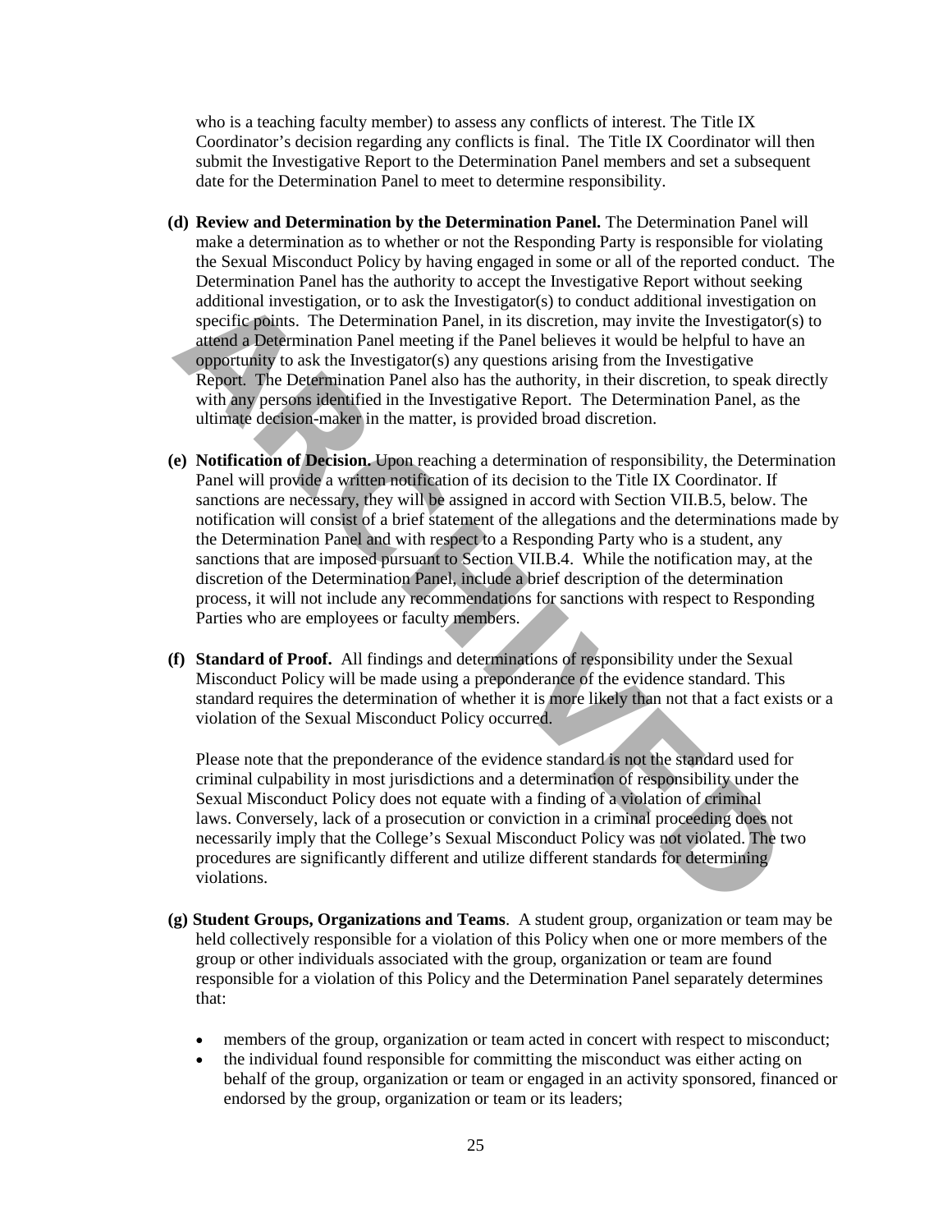who is a teaching faculty member) to assess any conflicts of interest. The Title IX Coordinator's decision regarding any conflicts is final. The Title IX Coordinator will then submit the Investigative Report to the Determination Panel members and set a subsequent date for the Determination Panel to meet to determine responsibility.

**(d) Review and Determination by the Determination Panel.** The Determination Panel will make a determination as to whether or not the Responding Party is responsible for violating the Sexual Misconduct Policy by having engaged in some or all of the reported conduct. The Determination Panel has the authority to accept the Investigative Report without seeking additional investigation, or to ask the Investigator(s) to conduct additional investigation on specific points. The Determination Panel, in its discretion, may invite the Investigator(s) to attend a Determination Panel meeting if the Panel believes it would be helpful to have an opportunity to ask the Investigator(s) any questions arising from the Investigative Report. The Determination Panel also has the authority, in their discretion, to speak directly with any persons identified in the Investigative Report. The Determination Panel, as the ultimate decision-maker in the matter, is provided broad discretion.

**(e) Notification of Decision.** Upon reaching a determination of responsibility, the Determination Panel will provide a written notification of its decision to the Title IX Coordinator. If sanctions are necessary, they will be assigned in accord with Section VII.B.5, below. The notification will consist of a brief statement of the allegations and the determinations made by the Determination Panel and with respect to a Responding Party who is a student, any sanctions that are imposed pursuant to Section VII.B.4. While the notification may, at the discretion of the Determination Panel, include a brief description of the determination process, it will not include any recommendations for sanctions with respect to Responding Parties who are employees or faculty members.

**(f) Standard of Proof.** All findings and determinations of responsibility under the Sexual Misconduct Policy will be made using a preponderance of the evidence standard. This standard requires the determination of whether it is more likely than not that a fact exists or a violation of the Sexual Misconduct Policy occurred.

Please note that the preponderance of the evidence standard is not the standard used for criminal culpability in most jurisdictions and a determination of responsibility under the Sexual Misconduct Policy does not equate with a finding of a violation of criminal laws. Conversely, lack of a prosecution or conviction in a criminal proceeding does not necessarily imply that the College's Sexual Misconduct Policy was not violated. The two procedures are significantly different and utilize different standards for determining violations.

**(g) Student Groups, Organizations and Teams**. A student group, organization or team may be held collectively responsible for a violation of this Policy when one or more members of the group or other individuals associated with the group, organization or team are found responsible for a violation of this Policy and the Determination Panel separately determines that:

- members of the group, organization or team acted in concert with respect to misconduct;
- the individual found responsible for committing the misconduct was either acting on behalf of the group, organization or team or engaged in an activity sponsored, financed or endorsed by the group, organization or team or its leaders;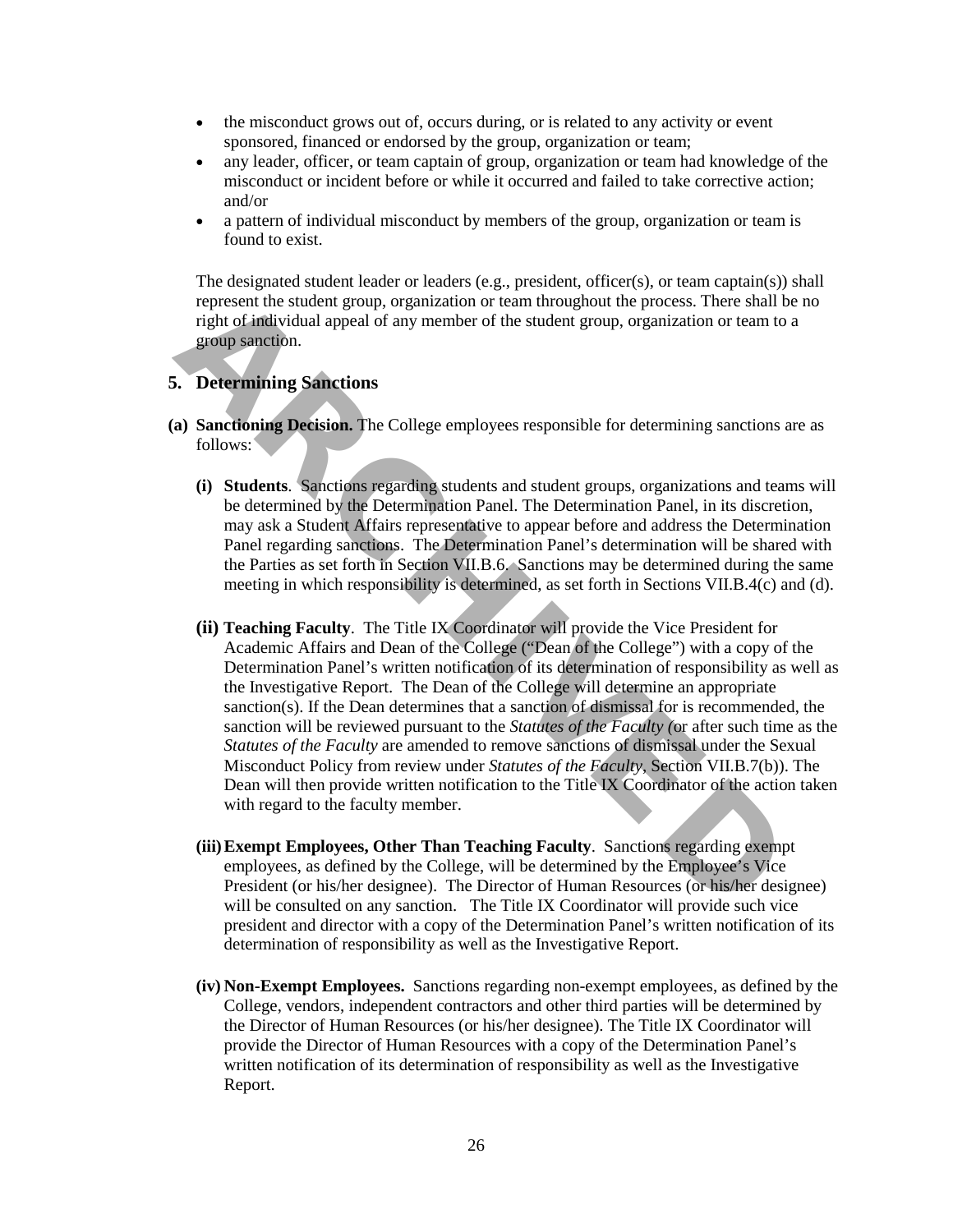- the misconduct grows out of, occurs during, or is related to any activity or event sponsored, financed or endorsed by the group, organization or team;
- any leader, officer, or team captain of group, organization or team had knowledge of the misconduct or incident before or while it occurred and failed to take corrective action; and/or
- a pattern of individual misconduct by members of the group, organization or team is found to exist.

The designated student leader or leaders (e.g., president, officer(s), or team captain(s)) shall represent the student group, organization or team throughout the process. There shall be no right of individual appeal of any member of the student group, organization or team to a group sanction.

## 5. Determining Sanctions

**(a) Sanctioning Decision.** The College employees responsible for determining sanctions are as follows:

**(i) Students**. Sanctions regarding students and student groups, organizations and teams will be determined by the Determination Panel. The Determination Panel, in its discretion, may ask a Student Affairs representative to appear before and address the Determination Panel regarding sanctions. The Determination Panel's determination will be shared with the Parties as set forth in Section VII.B.6. Sanctions may be determined during the same meeting in which responsibility is determined, as set forth in Sections VII.B.4(c) and (d).

**(ii) Teaching Faculty**. The Title IX Coordinator will provide the Vice President for Academic Affairs and Dean of the College ("Dean of the College") with a copy of the Determination Panel's written notification of its determination of responsibility as well as the Investigative Report. The Dean of the College will determine an appropriate sanction(s). If the Dean determines that a sanction of dismissal for is recommended, the sanction will be reviewed pursuant to the *Statutes of the Faculty* (or after such time as the *Statutes of the Faculty* are amended to remove sanctions of dismissal under the Sexual Misconduct Policy from review under *Statutes of the Faculty*, Section VII.B.7(b)). The Dean will then provide written notification to the Title IX Coordinator of the action taken with regard to the faculty member.

**(iii) Exempt Employees, Other Than Teaching Faculty**. Sanctions regarding exempt employees, as defined by the College, will be determined by the Employee's Vice President (or his/her designee). The Director of Human Resources (or his/her designee) will be consulted on any sanction. The Title IX Coordinator will provide such vice president and director with a copy of the Determination Panel's written notification of its determination of responsibility as well as the Investigative Report.

**(iv) Non-Exempt Employees.** Sanctions regarding non-exempt employees, as defined by the College, vendors, independent contractors and other third parties will be determined by the Director of Human Resources (or his/her designee). The Title IX Coordinator will provide the Director of Human Resources with a copy of the Determination Panel's written notification of its determination of responsibility as well as the Investigative Report.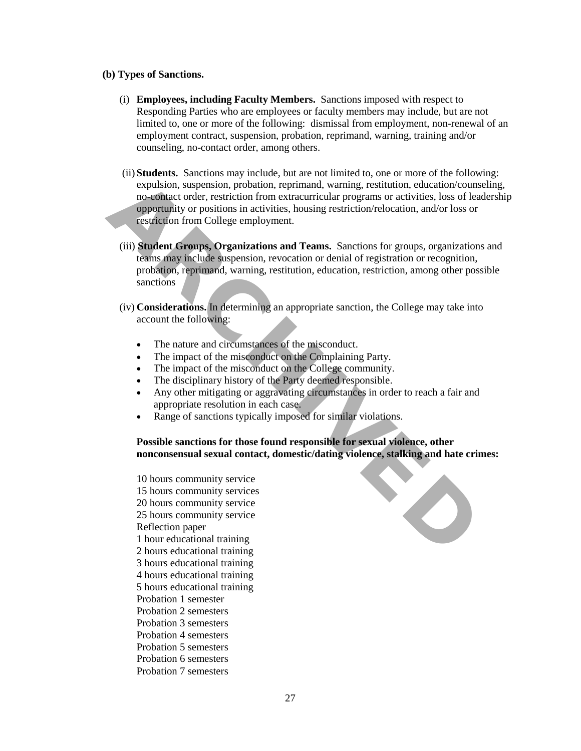**(b) Types of Sanctions.**

(i) **Employees, including Faculty Members.** Sanctions imposed with respect to Responding Parties who are employees or faculty members may include, but are not limited to, one or more of the following: dismissal from employment, non-renewal of an employment contract, suspension, probation, reprimand, warning, training and/or counseling, no-contact order, among others.

(ii) **Students.** Sanctions may include, but are not limited to, one or more of the following: expulsion, suspension, probation, reprimand, warning, restitution, education/counseling, no-contact order, restriction from extracurricular programs or activities, loss of leadership opportunity or positions in activities, housing restriction/relocation, and/or loss or restriction from College employment.

(iii) **Student Groups, Organizations and Teams.** Sanctions for groups, organizations and teams may include suspension, revocation or denial of registration or recognition, probation, reprimand, warning, restitution, education, restriction, among other possible sanctions

(iv) **Considerations.** In determining an appropriate sanction, the College may take into account the following:

- The nature and circumstances of the misconduct.
- The impact of the misconduct on the Complaining Party.
- The impact of the misconduct on the College community.
- The disciplinary history of the Party deemed responsible.
- Any other mitigating or aggravating circumstances in order to reach a fair and appropriate resolution in each case.
- Range of sanctions typically imposed for similar violations.

**Possible sanctions for those found responsible for sexual violence, other nonconsensual sexual contact, domestic/dating violence, stalking and hate crimes:**

10 hours community service
15 hours community services
20 hours community service
25 hours community service
Reflection paper
1 hour educational training
2 hours educational training
3 hours educational training
4 hours educational training
5 hours educational training
Probation 1 semester
Probation 2 semesters
Probation 3 semesters
Probation 4 semesters
Probation 5 semesters
Probation 6 semesters
Probation 7 semesters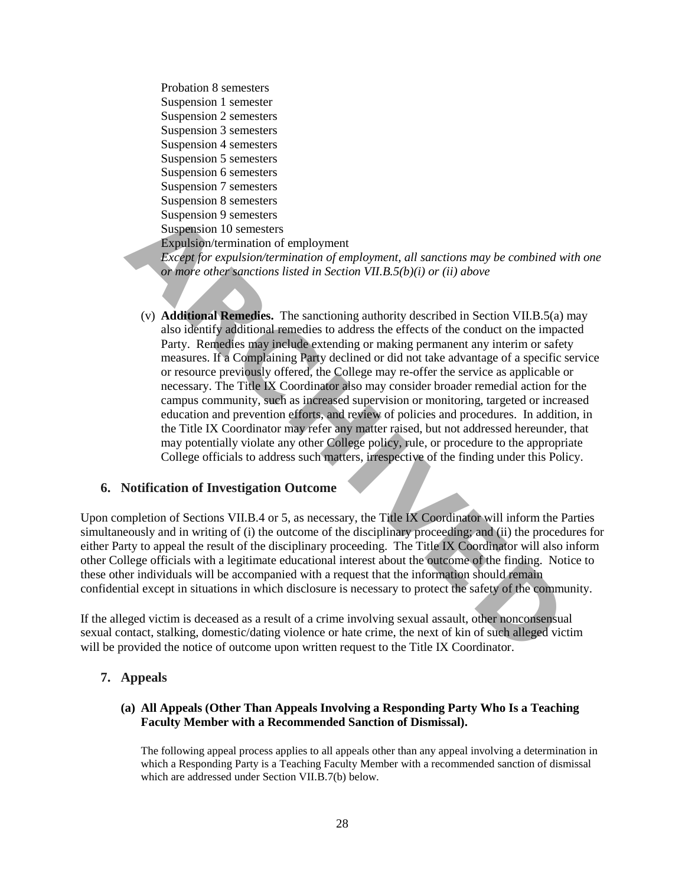Probation 8 semesters
Suspension 1 semester
Suspension 2 semesters
Suspension 3 semesters
Suspension 4 semesters
Suspension 5 semesters
Suspension 6 semesters
Suspension 7 semesters
Suspension 8 semesters
Suspension 9 semesters
Suspension 10 semesters
Expulsion/termination of employment
*Except for expulsion/termination of employment, all sanctions may be combined with one or more other sanctions listed in Section VII.B.5(b)(i) or (ii) above*

(v) **Additional Remedies.** The sanctioning authority described in Section VII.B.5(a) may also identify additional remedies to address the effects of the conduct on the impacted Party. Remedies may include extending or making permanent any interim or safety measures. If a Complaining Party declined or did not take advantage of a specific service or resource previously offered, the College may re-offer the service as applicable or necessary. The Title IX Coordinator also may consider broader remedial action for the campus community, such as increased supervision or monitoring, targeted or increased education and prevention efforts, and review of policies and procedures. In addition, in the Title IX Coordinator may refer any matter raised, but not addressed hereunder, that may potentially violate any other College policy, rule, or procedure to the appropriate College officials to address such matters, irrespective of the finding under this Policy.

## 6. Notification of Investigation Outcome

Upon completion of Sections VII.B.4 or 5, as necessary, the Title IX Coordinator will inform the Parties simultaneously and in writing of (i) the outcome of the disciplinary proceeding; and (ii) the procedures for either Party to appeal the result of the disciplinary proceeding. The Title IX Coordinator will also inform other College officials with a legitimate educational interest about the outcome of the finding. Notice to these other individuals will be accompanied with a request that the information should remain confidential except in situations in which disclosure is necessary to protect the safety of the community.

If the alleged victim is deceased as a result of a crime involving sexual assault, other nonconsensual sexual contact, stalking, domestic/dating violence or hate crime, the next of kin of such alleged victim will be provided the notice of outcome upon written request to the Title IX Coordinator.

## 7. Appeals

### (a) All Appeals (Other Than Appeals Involving a Responding Party Who Is a Teaching Faculty Member with a Recommended Sanction of Dismissal).

The following appeal process applies to all appeals other than any appeal involving a determination in which a Responding Party is a Teaching Faculty Member with a recommended sanction of dismissal which are addressed under Section VII.B.7(b) below.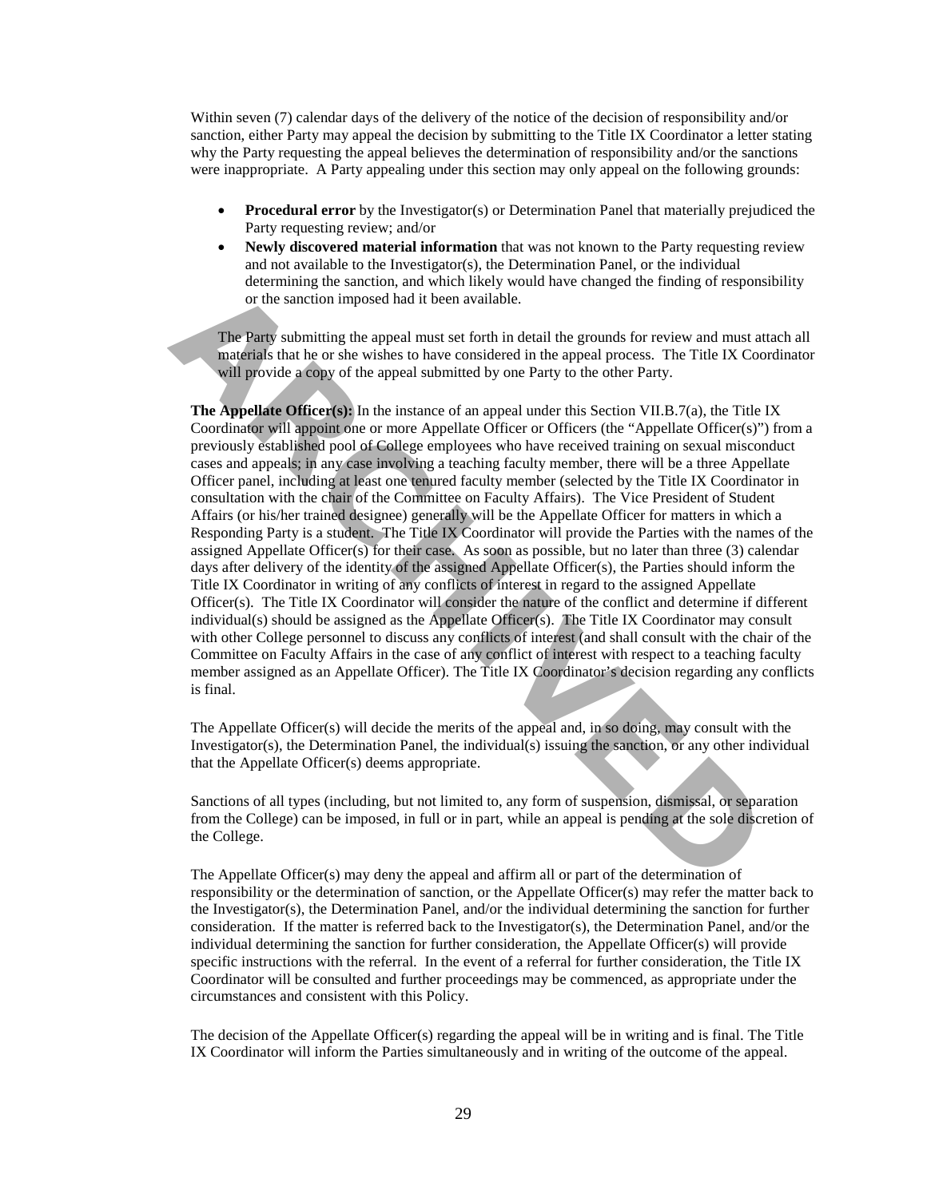Within seven (7) calendar days of the delivery of the notice of the decision of responsibility and/or sanction, either Party may appeal the decision by submitting to the Title IX Coordinator a letter stating why the Party requesting the appeal believes the determination of responsibility and/or the sanctions were inappropriate. A Party appealing under this section may only appeal on the following grounds:

- **Procedural error** by the Investigator(s) or Determination Panel that materially prejudiced the Party requesting review; and/or
- **Newly discovered material information** that was not known to the Party requesting review and not available to the Investigator(s), the Determination Panel, or the individual determining the sanction, and which likely would have changed the finding of responsibility or the sanction imposed had it been available.

The Party submitting the appeal must set forth in detail the grounds for review and must attach all materials that he or she wishes to have considered in the appeal process. The Title IX Coordinator will provide a copy of the appeal submitted by one Party to the other Party.

**The Appellate Officer(s):** In the instance of an appeal under this Section VII.B.7(a), the Title IX Coordinator will appoint one or more Appellate Officer or Officers (the "Appellate Officer(s)") from a previously established pool of College employees who have received training on sexual misconduct cases and appeals; in any case involving a teaching faculty member, there will be a three Appellate Officer panel, including at least one tenured faculty member (selected by the Title IX Coordinator in consultation with the chair of the Committee on Faculty Affairs). The Vice President of Student Affairs (or his/her trained designee) generally will be the Appellate Officer for matters in which a Responding Party is a student. The Title IX Coordinator will provide the Parties with the names of the assigned Appellate Officer(s) for their case. As soon as possible, but no later than three (3) calendar days after delivery of the identity of the assigned Appellate Officer(s), the Parties should inform the Title IX Coordinator in writing of any conflicts of interest in regard to the assigned Appellate Officer(s). The Title IX Coordinator will consider the nature of the conflict and determine if different individual(s) should be assigned as the Appellate Officer(s). The Title IX Coordinator may consult with other College personnel to discuss any conflicts of interest (and shall consult with the chair of the Committee on Faculty Affairs in the case of any conflict of interest with respect to a teaching faculty member assigned as an Appellate Officer). The Title IX Coordinator's decision regarding any conflicts is final.

The Appellate Officer(s) will decide the merits of the appeal and, in so doing, may consult with the Investigator(s), the Determination Panel, the individual(s) issuing the sanction, or any other individual that the Appellate Officer(s) deems appropriate.

Sanctions of all types (including, but not limited to, any form of suspension, dismissal, or separation from the College) can be imposed, in full or in part, while an appeal is pending at the sole discretion of the College.

The Appellate Officer(s) may deny the appeal and affirm all or part of the determination of responsibility or the determination of sanction, or the Appellate Officer(s) may refer the matter back to the Investigator(s), the Determination Panel, and/or the individual determining the sanction for further consideration. If the matter is referred back to the Investigator(s), the Determination Panel, and/or the individual determining the sanction for further consideration, the Appellate Officer(s) will provide specific instructions with the referral. In the event of a referral for further consideration, the Title IX Coordinator will be consulted and further proceedings may be commenced, as appropriate under the circumstances and consistent with this Policy.

The decision of the Appellate Officer(s) regarding the appeal will be in writing and is final. The Title IX Coordinator will inform the Parties simultaneously and in writing of the outcome of the appeal.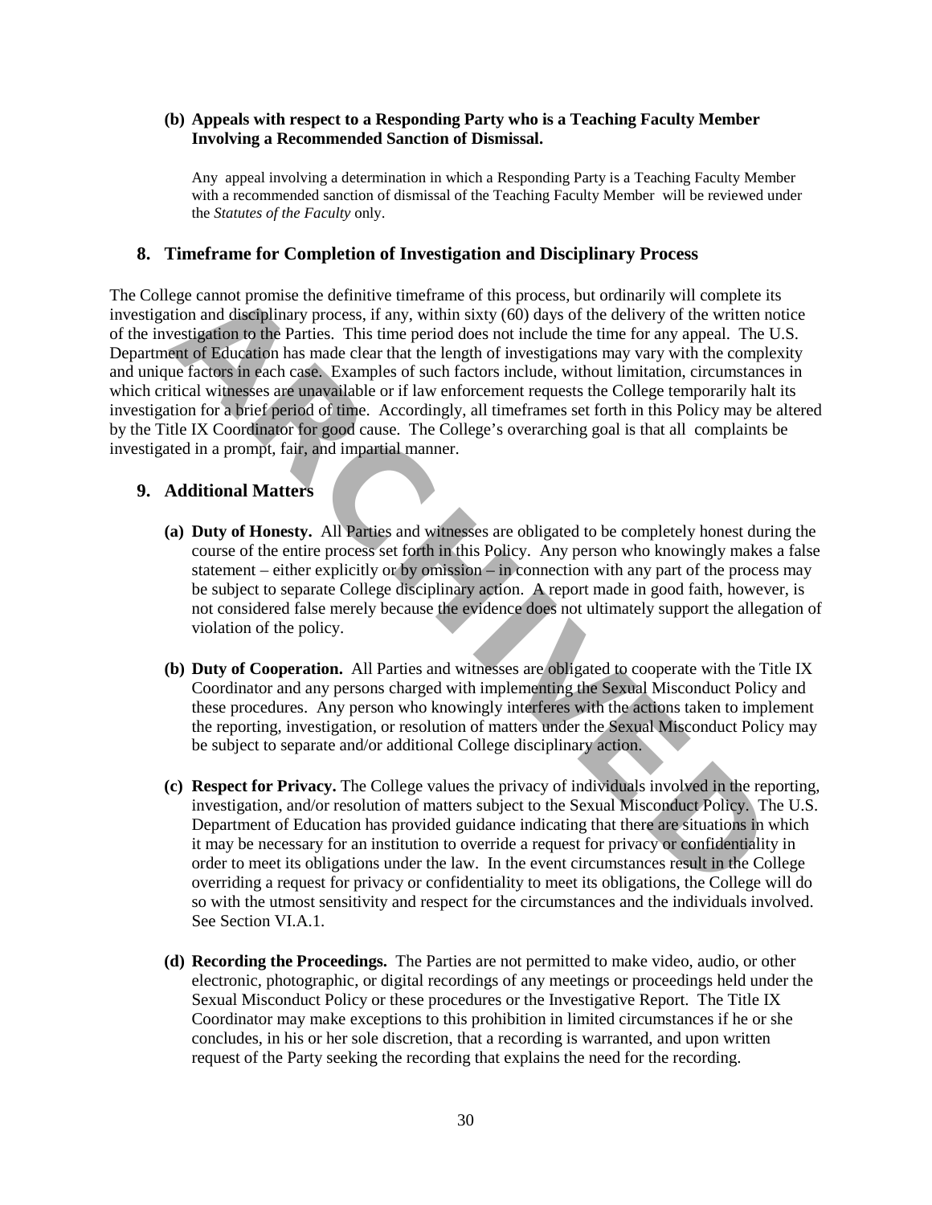**(b) Appeals with respect to a Responding Party who is a Teaching Faculty Member Involving a Recommended Sanction of Dismissal.**

Any appeal involving a determination in which a Responding Party is a Teaching Faculty Member with a recommended sanction of dismissal of the Teaching Faculty Member will be reviewed under the *Statutes of the Faculty* only.

## 8. Timeframe for Completion of Investigation and Disciplinary Process

The College cannot promise the definitive timeframe of this process, but ordinarily will complete its investigation and disciplinary process, if any, within sixty (60) days of the delivery of the written notice of the investigation to the Parties. This time period does not include the time for any appeal. The U.S. Department of Education has made clear that the length of investigations may vary with the complexity and unique factors in each case. Examples of such factors include, without limitation, circumstances in which critical witnesses are unavailable or if law enforcement requests the College temporarily halt its investigation for a brief period of time. Accordingly, all timeframes set forth in this Policy may be altered by the Title IX Coordinator for good cause. The College's overarching goal is that all complaints be investigated in a prompt, fair, and impartial manner.

## 9. Additional Matters

**(a) Duty of Honesty.** All Parties and witnesses are obligated to be completely honest during the course of the entire process set forth in this Policy. Any person who knowingly makes a false statement – either explicitly or by omission – in connection with any part of the process may be subject to separate College disciplinary action. A report made in good faith, however, is not considered false merely because the evidence does not ultimately support the allegation of violation of the policy.

**(b) Duty of Cooperation.** All Parties and witnesses are obligated to cooperate with the Title IX Coordinator and any persons charged with implementing the Sexual Misconduct Policy and these procedures. Any person who knowingly interferes with the actions taken to implement the reporting, investigation, or resolution of matters under the Sexual Misconduct Policy may be subject to separate and/or additional College disciplinary action.

**(c) Respect for Privacy.** The College values the privacy of individuals involved in the reporting, investigation, and/or resolution of matters subject to the Sexual Misconduct Policy. The U.S. Department of Education has provided guidance indicating that there are situations in which it may be necessary for an institution to override a request for privacy or confidentiality in order to meet its obligations under the law. In the event circumstances result in the College overriding a request for privacy or confidentiality to meet its obligations, the College will do so with the utmost sensitivity and respect for the circumstances and the individuals involved. See Section VI.A.1.

**(d) Recording the Proceedings.** The Parties are not permitted to make video, audio, or other electronic, photographic, or digital recordings of any meetings or proceedings held under the Sexual Misconduct Policy or these procedures or the Investigative Report. The Title IX Coordinator may make exceptions to this prohibition in limited circumstances if he or she concludes, in his or her sole discretion, that a recording is warranted, and upon written request of the Party seeking the recording that explains the need for the recording.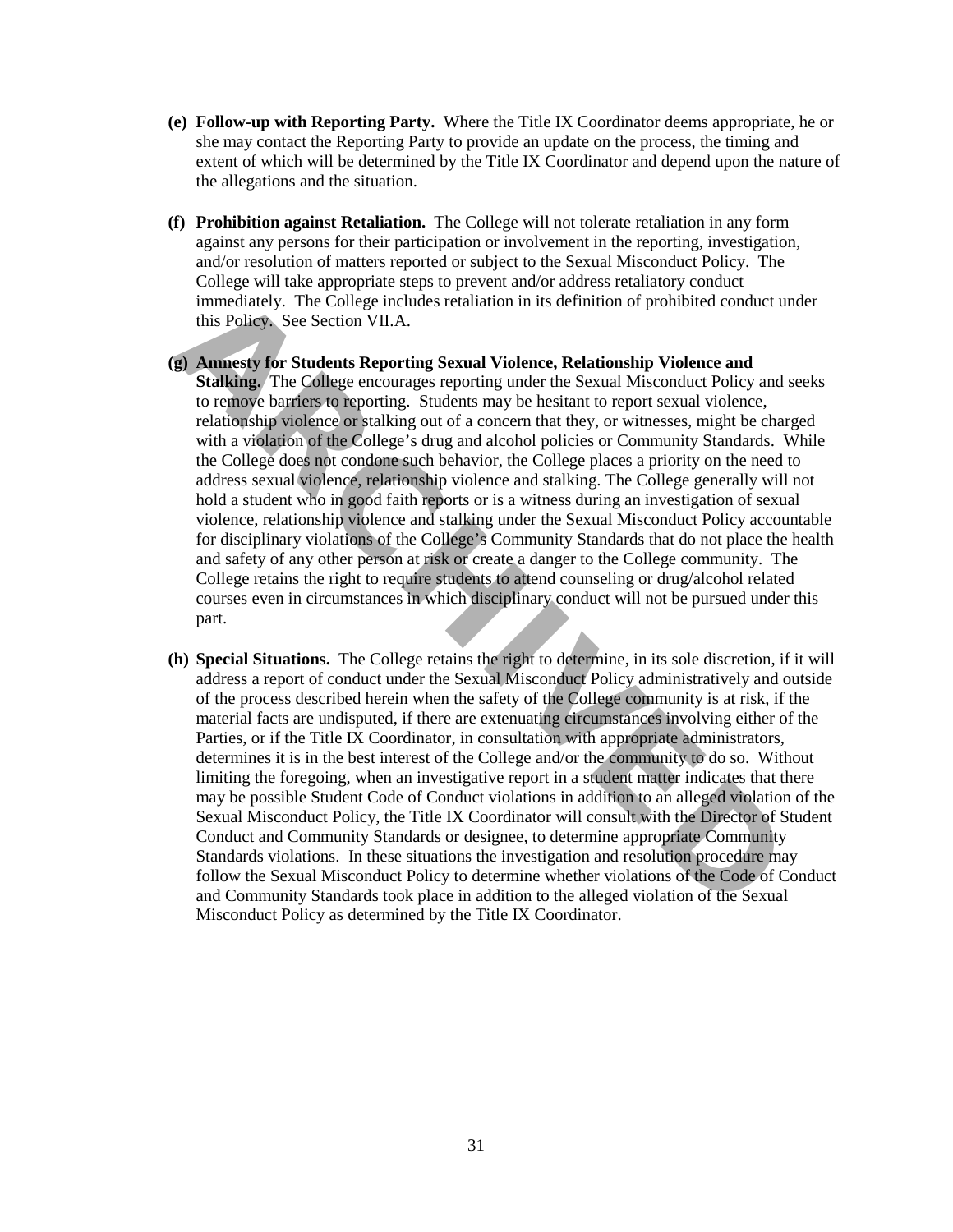**(e) Follow-up with Reporting Party.** Where the Title IX Coordinator deems appropriate, he or she may contact the Reporting Party to provide an update on the process, the timing and extent of which will be determined by the Title IX Coordinator and depend upon the nature of the allegations and the situation.

**(f) Prohibition against Retaliation.** The College will not tolerate retaliation in any form against any persons for their participation or involvement in the reporting, investigation, and/or resolution of matters reported or subject to the Sexual Misconduct Policy. The College will take appropriate steps to prevent and/or address retaliatory conduct immediately. The College includes retaliation in its definition of prohibited conduct under this Policy. See Section VII.A.

**(g) Amnesty for Students Reporting Sexual Violence, Relationship Violence and Stalking.** The College encourages reporting under the Sexual Misconduct Policy and seeks to remove barriers to reporting. Students may be hesitant to report sexual violence, relationship violence or stalking out of a concern that they, or witnesses, might be charged with a violation of the College's drug and alcohol policies or Community Standards. While the College does not condone such behavior, the College places a priority on the need to address sexual violence, relationship violence and stalking. The College generally will not hold a student who in good faith reports or is a witness during an investigation of sexual violence, relationship violence and stalking under the Sexual Misconduct Policy accountable for disciplinary violations of the College's Community Standards that do not place the health and safety of any other person at risk or create a danger to the College community. The College retains the right to require students to attend counseling or drug/alcohol related courses even in circumstances in which disciplinary conduct will not be pursued under this part.

**(h) Special Situations.** The College retains the right to determine, in its sole discretion, if it will address a report of conduct under the Sexual Misconduct Policy administratively and outside of the process described herein when the safety of the College community is at risk, if the material facts are undisputed, if there are extenuating circumstances involving either of the Parties, or if the Title IX Coordinator, in consultation with appropriate administrators, determines it is in the best interest of the College and/or the community to do so. Without limiting the foregoing, when an investigative report in a student matter indicates that there may be possible Student Code of Conduct violations in addition to an alleged violation of the Sexual Misconduct Policy, the Title IX Coordinator will consult with the Director of Student Conduct and Community Standards or designee, to determine appropriate Community Standards violations. In these situations the investigation and resolution procedure may follow the Sexual Misconduct Policy to determine whether violations of the Code of Conduct and Community Standards took place in addition to the alleged violation of the Sexual Misconduct Policy as determined by the Title IX Coordinator.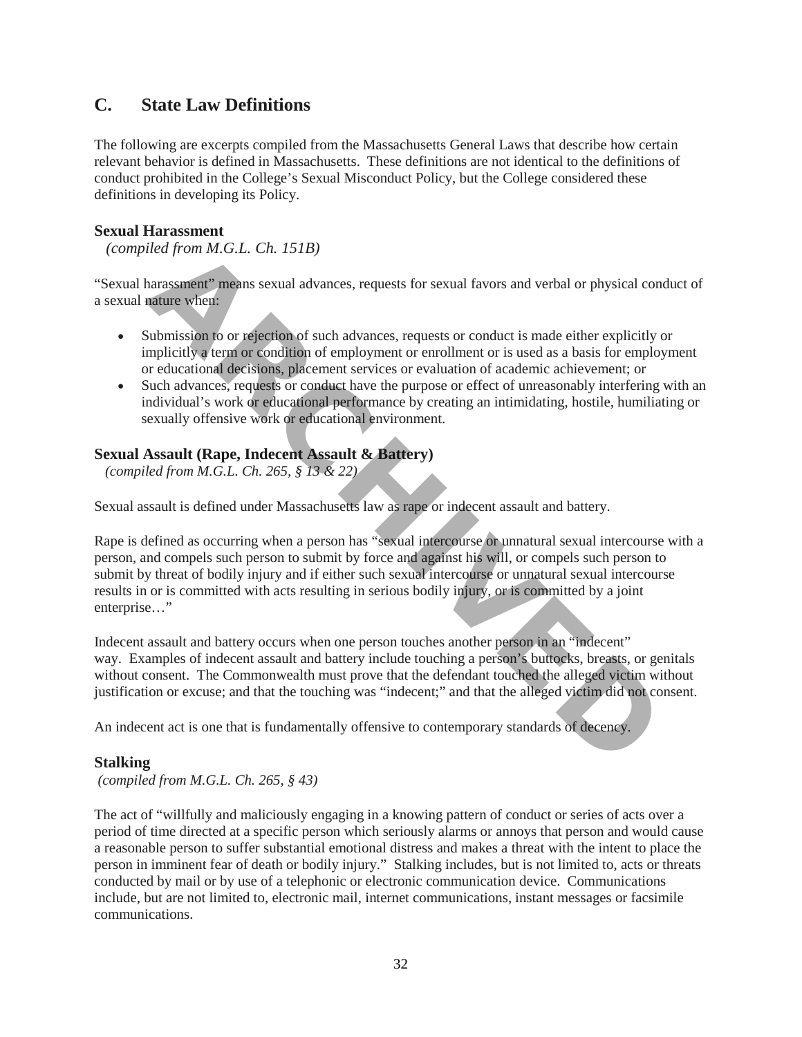## C. State Law Definitions

The following are excerpts compiled from the Massachusetts General Laws that describe how certain relevant behavior is defined in Massachusetts. These definitions are not identical to the definitions of conduct prohibited in the College's Sexual Misconduct Policy, but the College considered these definitions in developing its Policy.

### Sexual Harassment

*(compiled from M.G.L. Ch. 151B)*

"Sexual harassment" means sexual advances, requests for sexual favors and verbal or physical conduct of a sexual nature when:

- Submission to or rejection of such advances, requests or conduct is made either explicitly or implicitly a term or condition of employment or enrollment or is used as a basis for employment or educational decisions, placement services or evaluation of academic achievement; or
- Such advances, requests or conduct have the purpose or effect of unreasonably interfering with an individual's work or educational performance by creating an intimidating, hostile, humiliating or sexually offensive work or educational environment.

### Sexual Assault (Rape, Indecent Assault & Battery)

*(compiled from M.G.L. Ch. 265, § 13 & 22)*

Sexual assault is defined under Massachusetts law as rape or indecent assault and battery.

Rape is defined as occurring when a person has "sexual intercourse or unnatural sexual intercourse with a person, and compels such person to submit by force and against his will, or compels such person to submit by threat of bodily injury and if either such sexual intercourse or unnatural sexual intercourse results in or is committed with acts resulting in serious bodily injury, or is committed by a joint enterprise…"

Indecent assault and battery occurs when one person touches another person in an "indecent" way. Examples of indecent assault and battery include touching a person's buttocks, breasts, or genitals without consent. The Commonwealth must prove that the defendant touched the alleged victim without justification or excuse; and that the touching was "indecent;" and that the alleged victim did not consent.

An indecent act is one that is fundamentally offensive to contemporary standards of decency.

### Stalking

*(compiled from M.G.L. Ch. 265, § 43)*

The act of "willfully and maliciously engaging in a knowing pattern of conduct or series of acts over a period of time directed at a specific person which seriously alarms or annoys that person and would cause a reasonable person to suffer substantial emotional distress and makes a threat with the intent to place the person in imminent fear of death or bodily injury." Stalking includes, but is not limited to, acts or threats conducted by mail or by use of a telephonic or electronic communication device. Communications include, but are not limited to, electronic mail, internet communications, instant messages or facsimile communications.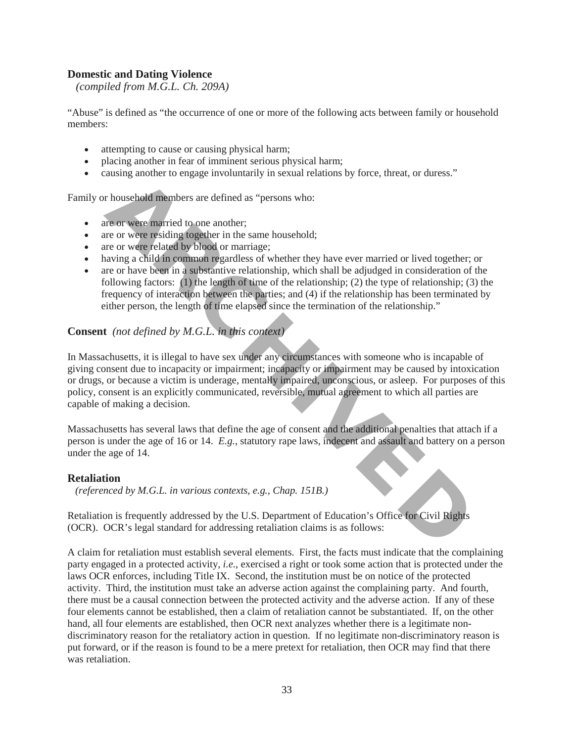## Domestic and Dating Violence

*(compiled from M.G.L. Ch. 209A)*

"Abuse" is defined as "the occurrence of one or more of the following acts between family or household members:

- attempting to cause or causing physical harm;
- placing another in fear of imminent serious physical harm;
- causing another to engage involuntarily in sexual relations by force, threat, or duress."

Family or household members are defined as "persons who:

- are or were married to one another;
- are or were residing together in the same household;
- are or were related by blood or marriage;
- having a child in common regardless of whether they have ever married or lived together; or
- are or have been in a substantive relationship, which shall be adjudged in consideration of the following factors: (1) the length of time of the relationship; (2) the type of relationship; (3) the frequency of interaction between the parties; and (4) if the relationship has been terminated by either person, the length of time elapsed since the termination of the relationship."

## Consent *(not defined by M.G.L. in this context)*

In Massachusetts, it is illegal to have sex under any circumstances with someone who is incapable of giving consent due to incapacity or impairment; incapacity or impairment may be caused by intoxication or drugs, or because a victim is underage, mentally impaired, unconscious, or asleep. For purposes of this policy, consent is an explicitly communicated, reversible, mutual agreement to which all parties are capable of making a decision.

Massachusetts has several laws that define the age of consent and the additional penalties that attach if a person is under the age of 16 or 14. *E.g.*, statutory rape laws, indecent and assault and battery on a person under the age of 14.

## Retaliation

*(referenced by M.G.L. in various contexts, e.g., Chap. 151B.)*

Retaliation is frequently addressed by the U.S. Department of Education's Office for Civil Rights (OCR). OCR's legal standard for addressing retaliation claims is as follows:

A claim for retaliation must establish several elements. First, the facts must indicate that the complaining party engaged in a protected activity, *i.e.*, exercised a right or took some action that is protected under the laws OCR enforces, including Title IX. Second, the institution must be on notice of the protected activity. Third, the institution must take an adverse action against the complaining party. And fourth, there must be a causal connection between the protected activity and the adverse action. If any of these four elements cannot be established, then a claim of retaliation cannot be substantiated. If, on the other hand, all four elements are established, then OCR next analyzes whether there is a legitimate non-discriminatory reason for the retaliatory action in question. If no legitimate non-discriminatory reason is put forward, or if the reason is found to be a mere pretext for retaliation, then OCR may find that there was retaliation.